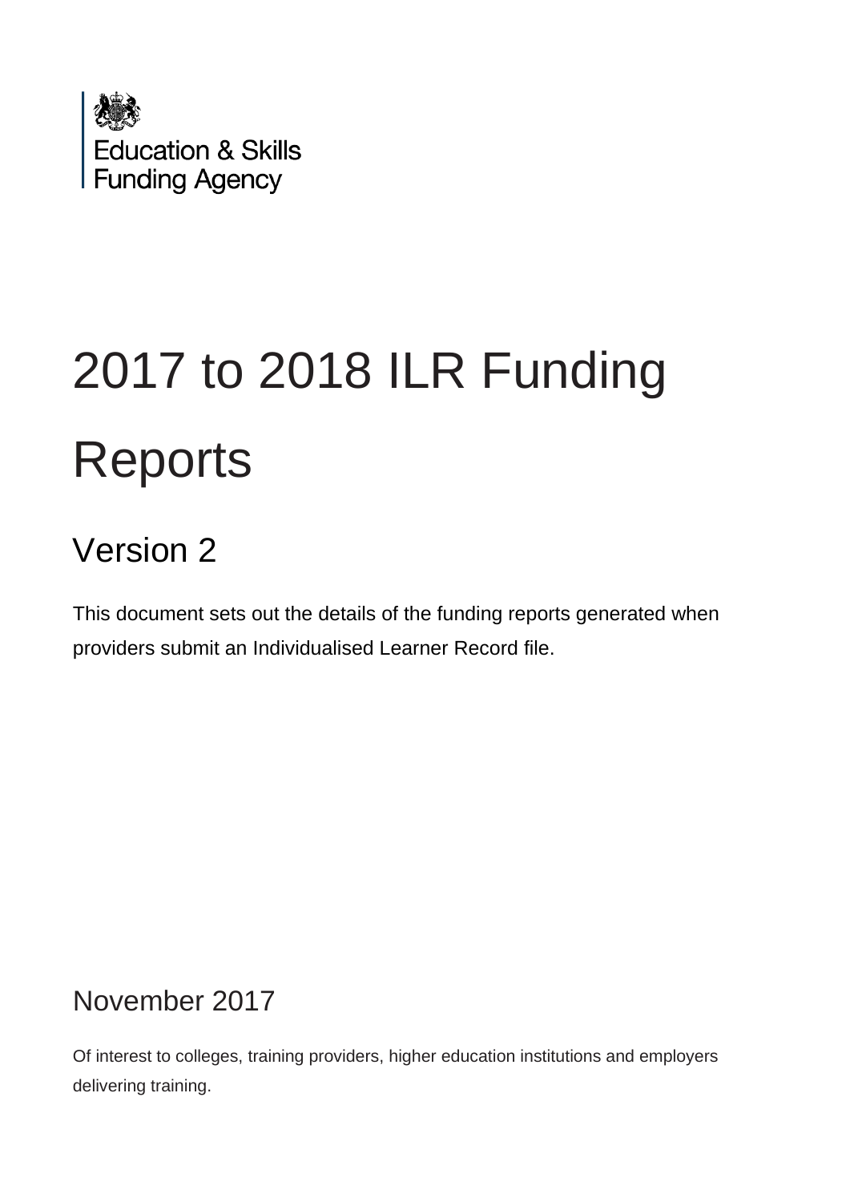Education & Skills Funding Agency

# 2017 to 2018 ILR Funding Reports

## Version 2

This document sets out the details of the funding reports generated when providers submit an Individualised Learner Record file.

November 2017

Of interest to colleges, training providers, higher education institutions and employers delivering training.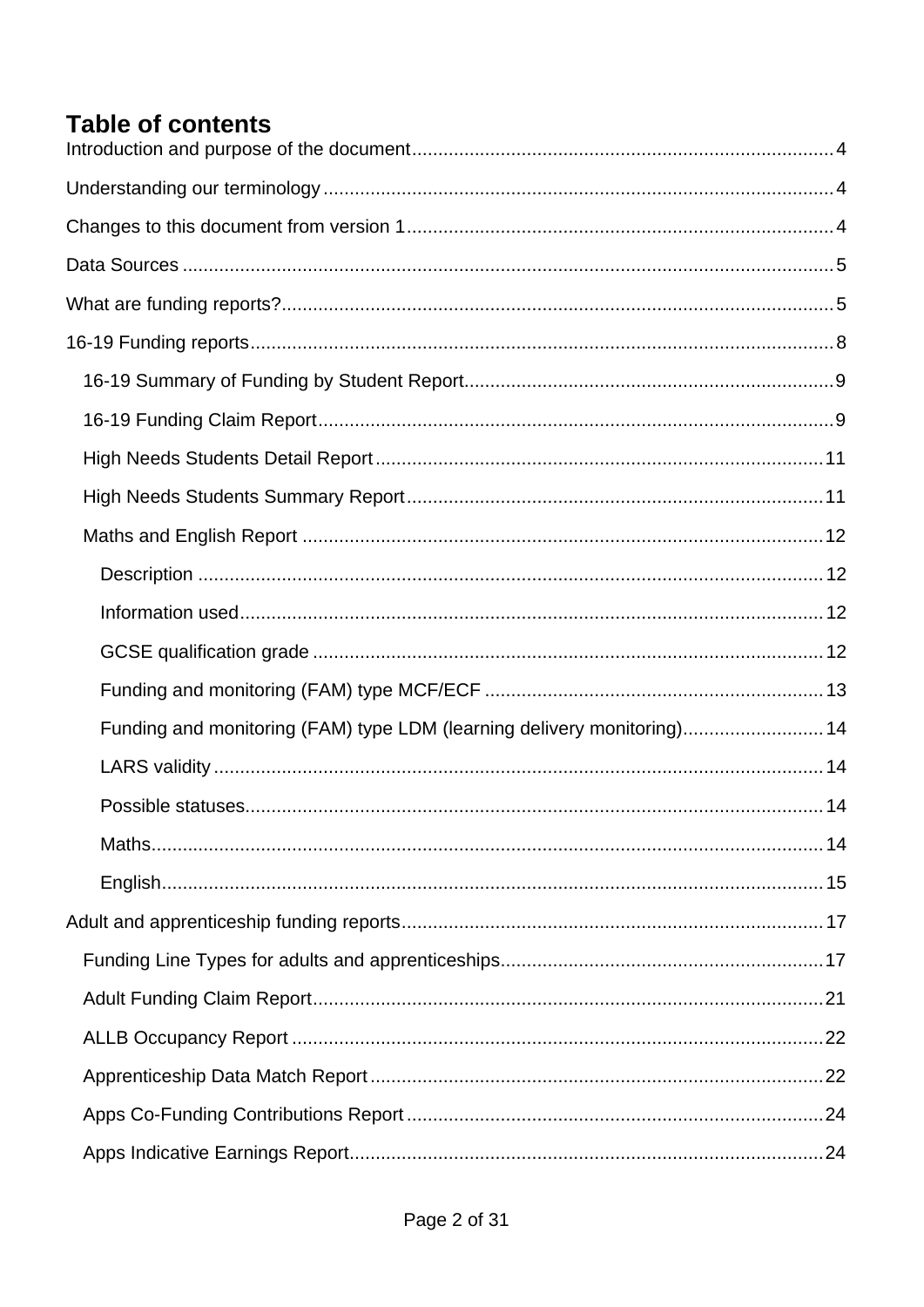# Table of contents

Introduction and purpose of the document ... 4

Understanding our terminology ... 4

Changes to this document from version 1 ... 4

Data Sources ... 5

What are funding reports? ... 5

16-19 Funding reports ... 8

- 16-19 Summary of Funding by Student Report ... 9
- 16-19 Funding Claim Report ... 9
- High Needs Students Detail Report ... 11
- High Needs Students Summary Report ... 11
- Maths and English Report ... 12
  - Description ... 12
  - Information used ... 12
  - GCSE qualification grade ... 12
  - Funding and monitoring (FAM) type MCF/ECF ... 13
  - Funding and monitoring (FAM) type LDM (learning delivery monitoring) ... 14
  - LARS validity ... 14
  - Possible statuses ... 14
  - Maths ... 14
  - English ... 15

Adult and apprenticeship funding reports ... 17

- Funding Line Types for adults and apprenticeships ... 17
- Adult Funding Claim Report ... 21
- ALLB Occupancy Report ... 22
- Apprenticeship Data Match Report ... 22
- Apps Co-Funding Contributions Report ... 24
- Apps Indicative Earnings Report ... 24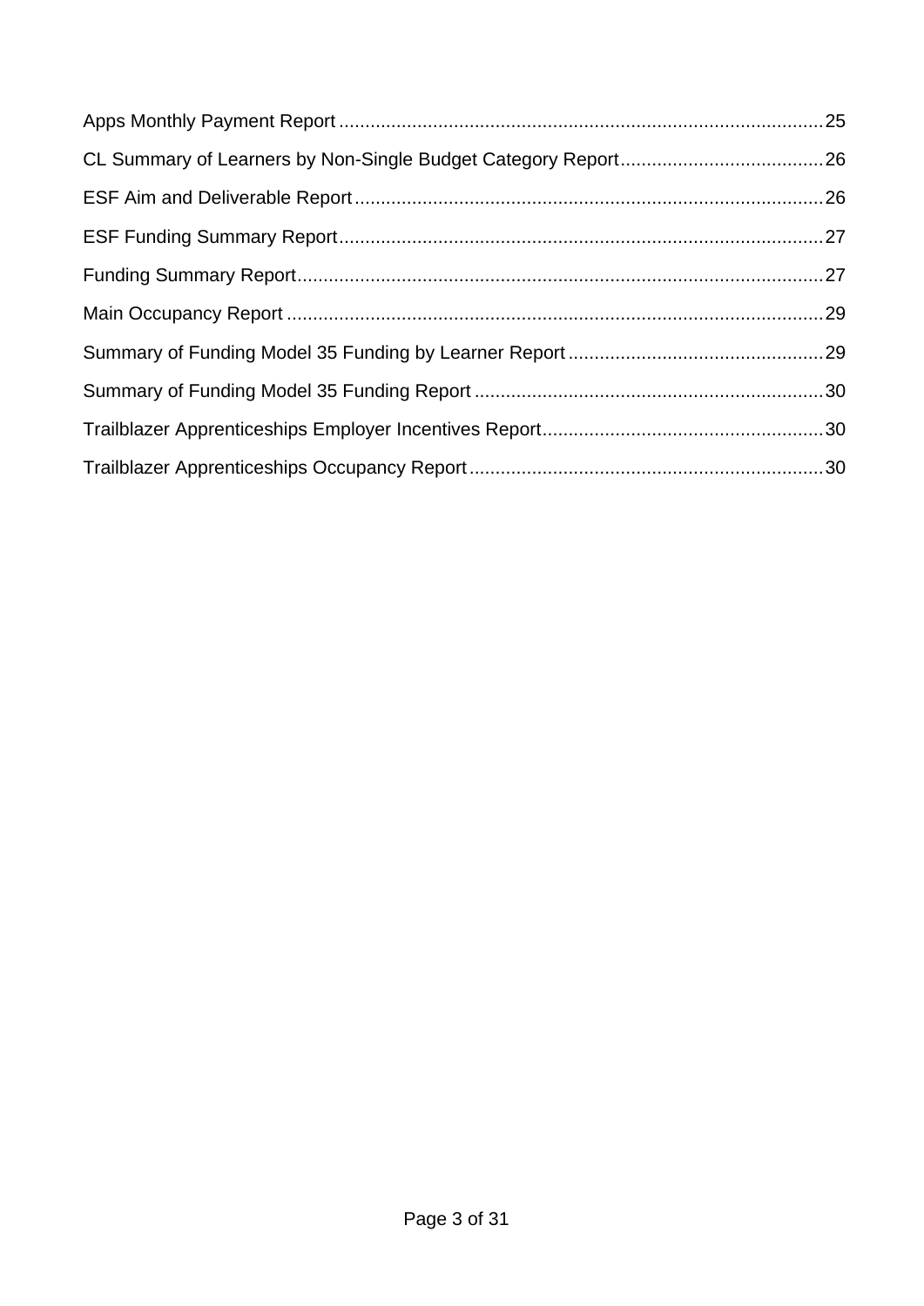Apps Monthly Payment Report ............................................................................................25

CL Summary of Learners by Non-Single Budget Category Report.......................................26

ESF Aim and Deliverable Report .........................................................................................26

ESF Funding Summary Report............................................................................................27

Funding Summary Report....................................................................................................27

Main Occupancy Report ......................................................................................................29

Summary of Funding Model 35 Funding by Learner Report .................................................29

Summary of Funding Model 35 Funding Report ..................................................................30

Trailblazer Apprenticeships Employer Incentives Report......................................................30

Trailblazer Apprenticeships Occupancy Report ...................................................................30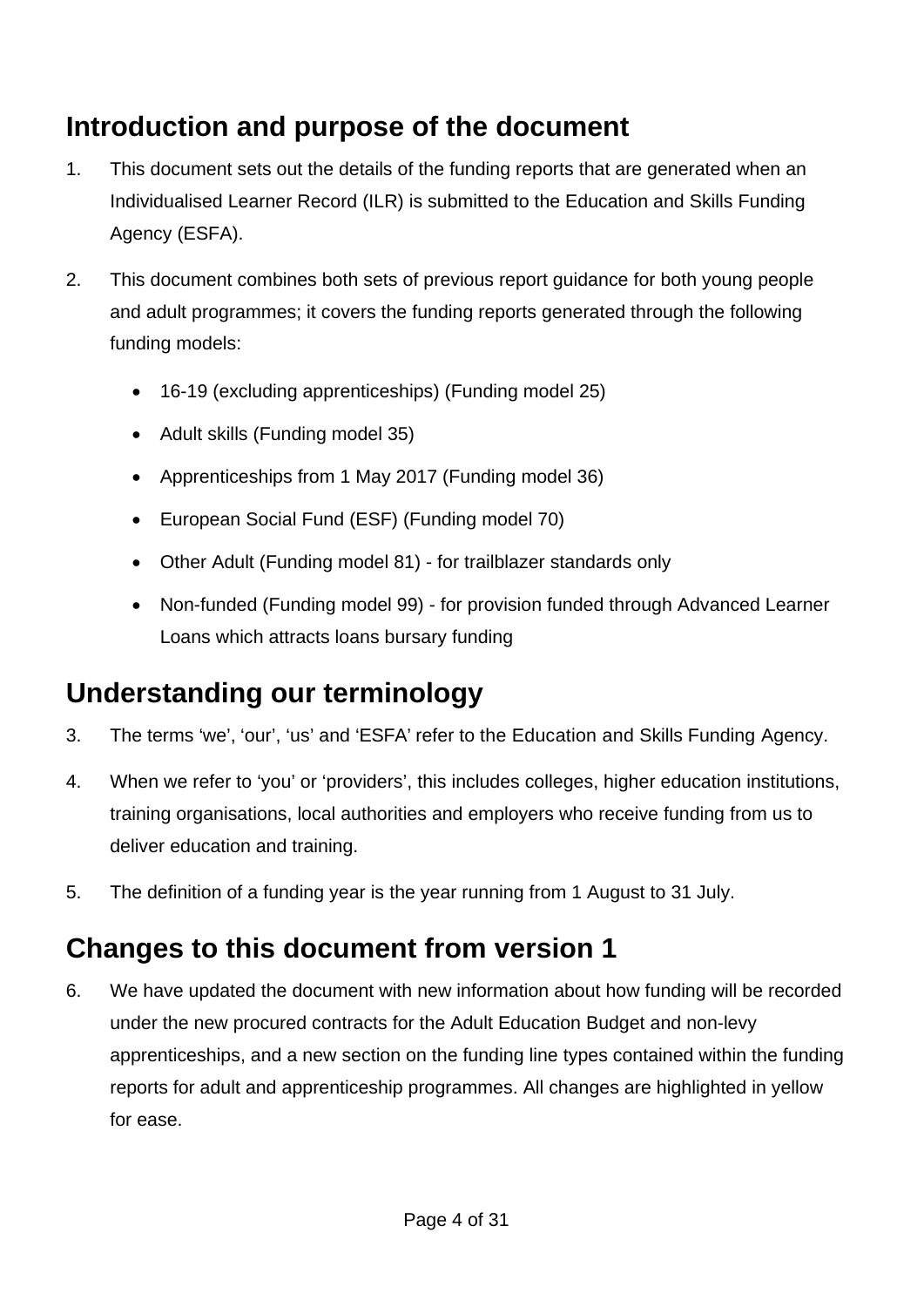## Introduction and purpose of the document

1. This document sets out the details of the funding reports that are generated when an Individualised Learner Record (ILR) is submitted to the Education and Skills Funding Agency (ESFA).

2. This document combines both sets of previous report guidance for both young people and adult programmes; it covers the funding reports generated through the following funding models:

   - 16-19 (excluding apprenticeships) (Funding model 25)
   - Adult skills (Funding model 35)
   - Apprenticeships from 1 May 2017 (Funding model 36)
   - European Social Fund (ESF) (Funding model 70)
   - Other Adult (Funding model 81) - for trailblazer standards only
   - Non-funded (Funding model 99) - for provision funded through Advanced Learner Loans which attracts loans bursary funding

## Understanding our terminology

3. The terms 'we', 'our', 'us' and 'ESFA' refer to the Education and Skills Funding Agency.

4. When we refer to 'you' or 'providers', this includes colleges, higher education institutions, training organisations, local authorities and employers who receive funding from us to deliver education and training.

5. The definition of a funding year is the year running from 1 August to 31 July.

## Changes to this document from version 1

6. We have updated the document with new information about how funding will be recorded under the new procured contracts for the Adult Education Budget and non-levy apprenticeships, and a new section on the funding line types contained within the funding reports for adult and apprenticeship programmes. All changes are highlighted in yellow for ease.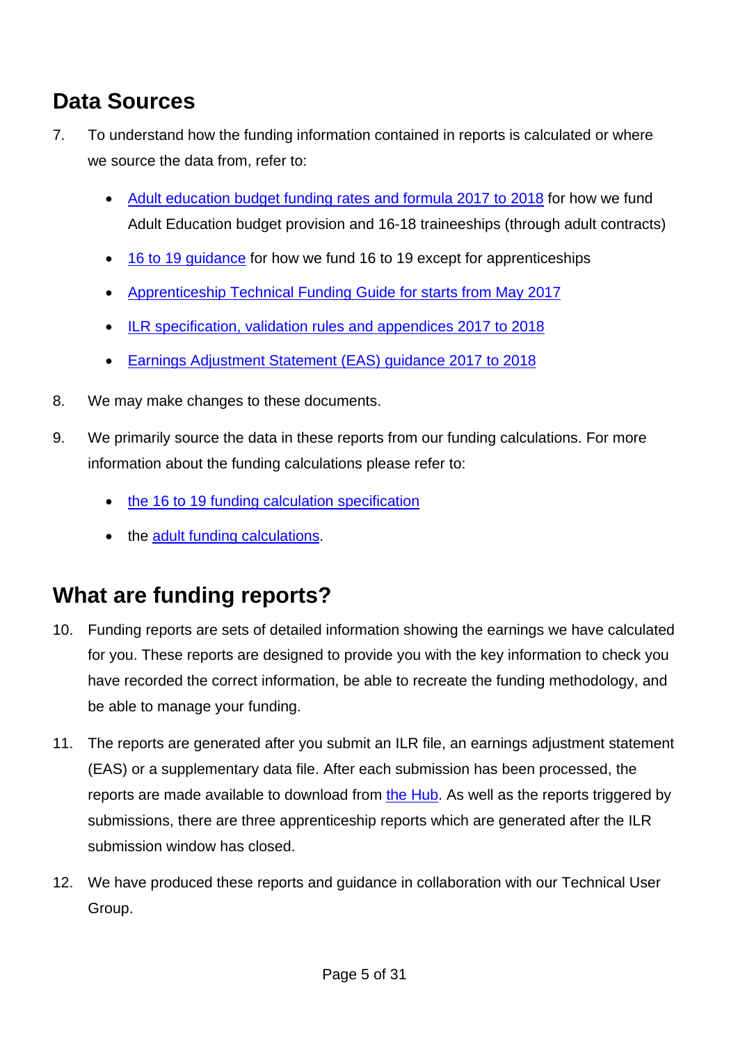## Data Sources

7. To understand how the funding information contained in reports is calculated or where we source the data from, refer to:

   - Adult education budget funding rates and formula 2017 to 2018 for how we fund Adult Education budget provision and 16-18 traineeships (through adult contracts)
   - 16 to 19 guidance for how we fund 16 to 19 except for apprenticeships
   - Apprenticeship Technical Funding Guide for starts from May 2017
   - ILR specification, validation rules and appendices 2017 to 2018
   - Earnings Adjustment Statement (EAS) guidance 2017 to 2018

8. We may make changes to these documents.

9. We primarily source the data in these reports from our funding calculations. For more information about the funding calculations please refer to:

   - the 16 to 19 funding calculation specification
   - the adult funding calculations.

## What are funding reports?

10. Funding reports are sets of detailed information showing the earnings we have calculated for you. These reports are designed to provide you with the key information to check you have recorded the correct information, be able to recreate the funding methodology, and be able to manage your funding.

11. The reports are generated after you submit an ILR file, an earnings adjustment statement (EAS) or a supplementary data file. After each submission has been processed, the reports are made available to download from the Hub. As well as the reports triggered by submissions, there are three apprenticeship reports which are generated after the ILR submission window has closed.

12. We have produced these reports and guidance in collaboration with our Technical User Group.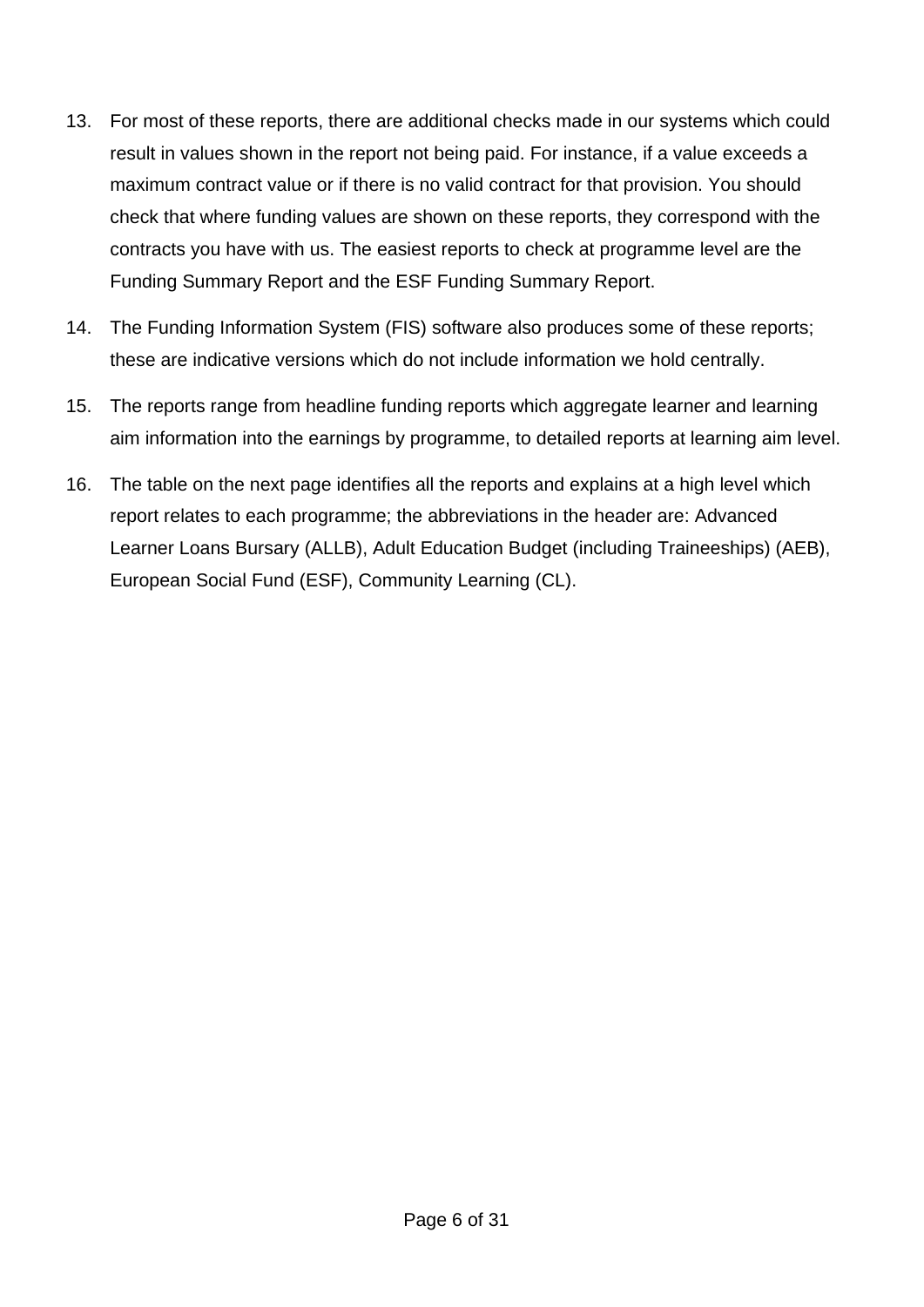13. For most of these reports, there are additional checks made in our systems which could result in values shown in the report not being paid. For instance, if a value exceeds a maximum contract value or if there is no valid contract for that provision. You should check that where funding values are shown on these reports, they correspond with the contracts you have with us. The easiest reports to check at programme level are the Funding Summary Report and the ESF Funding Summary Report.

14. The Funding Information System (FIS) software also produces some of these reports; these are indicative versions which do not include information we hold centrally.

15. The reports range from headline funding reports which aggregate learner and learning aim information into the earnings by programme, to detailed reports at learning aim level.

16. The table on the next page identifies all the reports and explains at a high level which report relates to each programme; the abbreviations in the header are: Advanced Learner Loans Bursary (ALLB), Adult Education Budget (including Traineeships) (AEB), European Social Fund (ESF), Community Learning (CL).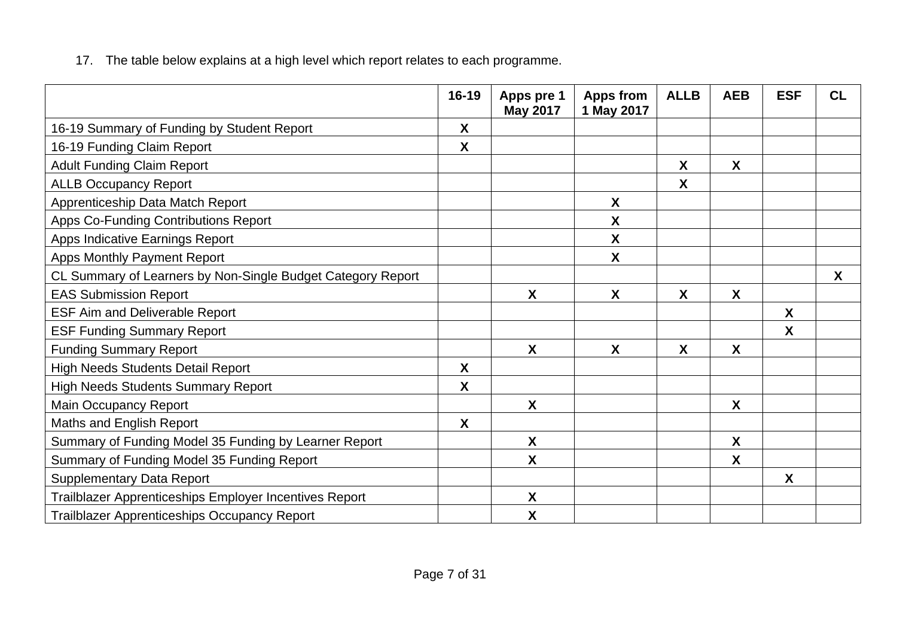17. The table below explains at a high level which report relates to each programme.

| | 16-19 | Apps pre 1 May 2017 | Apps from 1 May 2017 | ALLB | AEB | ESF | CL |
|---|---|---|---|---|---|---|---|
| 16-19 Summary of Funding by Student Report | X | | | | | | |
| 16-19 Funding Claim Report | X | | | | | | |
| Adult Funding Claim Report | | | | X | X | | |
| ALLB Occupancy Report | | | | X | | | |
| Apprenticeship Data Match Report | | | X | | | | |
| Apps Co-Funding Contributions Report | | | X | | | | |
| Apps Indicative Earnings Report | | | X | | | | |
| Apps Monthly Payment Report | | | X | | | | |
| CL Summary of Learners by Non-Single Budget Category Report | | | | | | | X |
| EAS Submission Report | | X | X | X | X | | |
| ESF Aim and Deliverable Report | | | | | | X | |
| ESF Funding Summary Report | | | | | | X | |
| Funding Summary Report | | X | X | X | X | | |
| High Needs Students Detail Report | X | | | | | | |
| High Needs Students Summary Report | X | | | | | | |
| Main Occupancy Report | | X | | | X | | |
| Maths and English Report | X | | | | | | |
| Summary of Funding Model 35 Funding by Learner Report | | X | | | X | | |
| Summary of Funding Model 35 Funding Report | | X | | | X | | |
| Supplementary Data Report | | | | | | X | |
| Trailblazer Apprenticeships Employer Incentives Report | | X | | | | | |
| Trailblazer Apprenticeships Occupancy Report | | X | | | | | |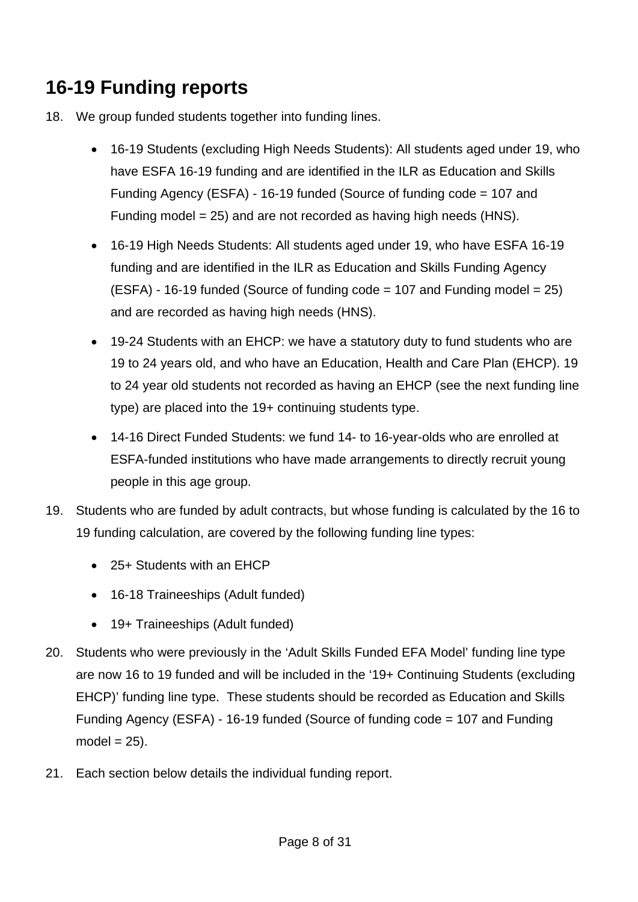## 16-19 Funding reports

18. We group funded students together into funding lines.

    - 16-19 Students (excluding High Needs Students): All students aged under 19, who have ESFA 16-19 funding and are identified in the ILR as Education and Skills Funding Agency (ESFA) - 16-19 funded (Source of funding code = 107 and Funding model = 25) and are not recorded as having high needs (HNS).
    - 16-19 High Needs Students: All students aged under 19, who have ESFA 16-19 funding and are identified in the ILR as Education and Skills Funding Agency (ESFA) - 16-19 funded (Source of funding code = 107 and Funding model = 25) and are recorded as having high needs (HNS).
    - 19-24 Students with an EHCP: we have a statutory duty to fund students who are 19 to 24 years old, and who have an Education, Health and Care Plan (EHCP). 19 to 24 year old students not recorded as having an EHCP (see the next funding line type) are placed into the 19+ continuing students type.
    - 14-16 Direct Funded Students: we fund 14- to 16-year-olds who are enrolled at ESFA-funded institutions who have made arrangements to directly recruit young people in this age group.

19. Students who are funded by adult contracts, but whose funding is calculated by the 16 to 19 funding calculation, are covered by the following funding line types:

    - 25+ Students with an EHCP
    - 16-18 Traineeships (Adult funded)
    - 19+ Traineeships (Adult funded)

20. Students who were previously in the 'Adult Skills Funded EFA Model' funding line type are now 16 to 19 funded and will be included in the '19+ Continuing Students (excluding EHCP)' funding line type. These students should be recorded as Education and Skills Funding Agency (ESFA) - 16-19 funded (Source of funding code = 107 and Funding model = 25).

21. Each section below details the individual funding report.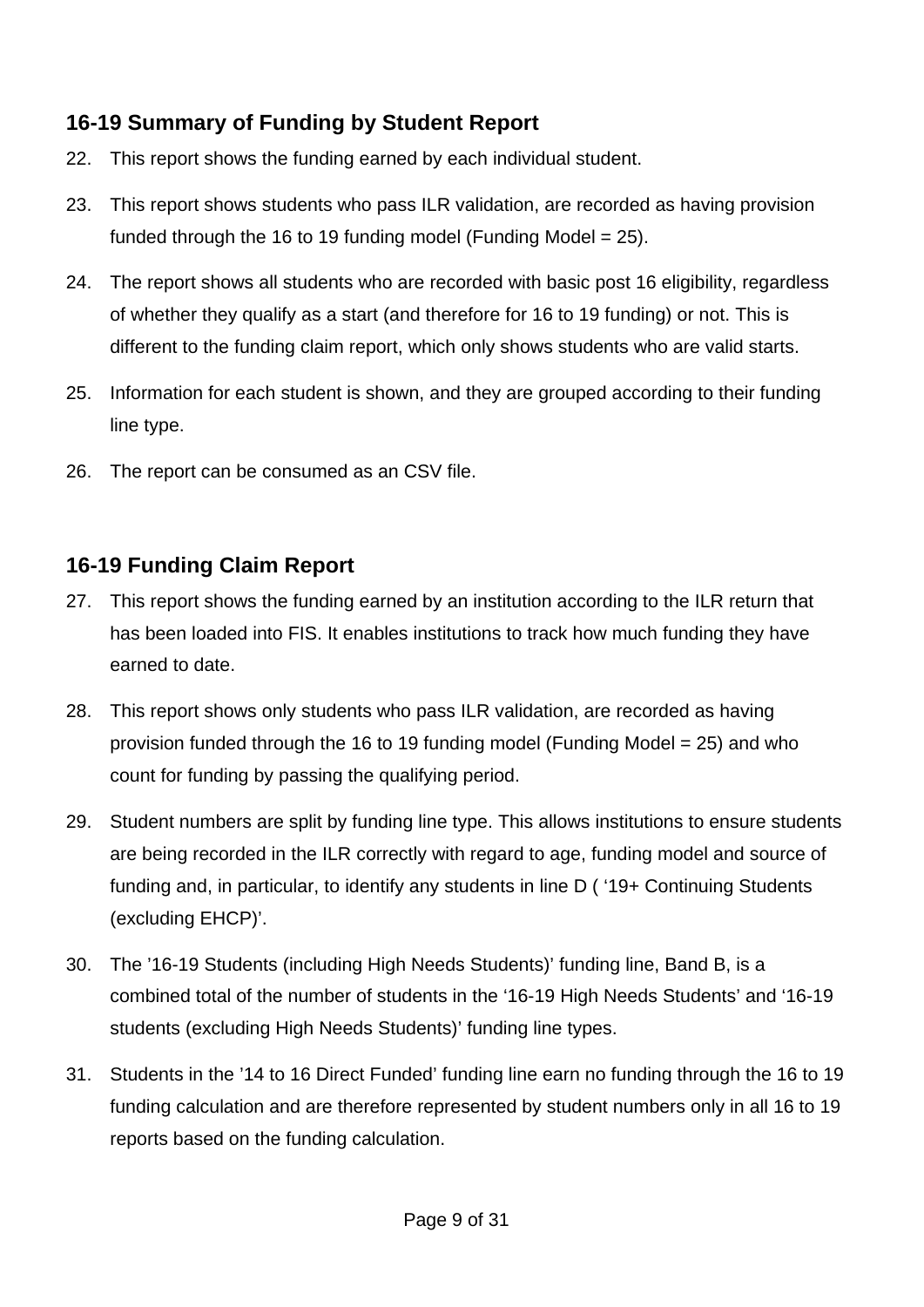## 16-19 Summary of Funding by Student Report

22. This report shows the funding earned by each individual student.
23. This report shows students who pass ILR validation, are recorded as having provision funded through the 16 to 19 funding model (Funding Model = 25).
24. The report shows all students who are recorded with basic post 16 eligibility, regardless of whether they qualify as a start (and therefore for 16 to 19 funding) or not. This is different to the funding claim report, which only shows students who are valid starts.
25. Information for each student is shown, and they are grouped according to their funding line type.
26. The report can be consumed as an CSV file.

## 16-19 Funding Claim Report

27. This report shows the funding earned by an institution according to the ILR return that has been loaded into FIS. It enables institutions to track how much funding they have earned to date.
28. This report shows only students who pass ILR validation, are recorded as having provision funded through the 16 to 19 funding model (Funding Model = 25) and who count for funding by passing the qualifying period.
29. Student numbers are split by funding line type. This allows institutions to ensure students are being recorded in the ILR correctly with regard to age, funding model and source of funding and, in particular, to identify any students in line D ( '19+ Continuing Students (excluding EHCP)'.
30. The '16-19 Students (including High Needs Students)' funding line, Band B, is a combined total of the number of students in the '16-19 High Needs Students' and '16-19 students (excluding High Needs Students)' funding line types.
31. Students in the '14 to 16 Direct Funded' funding line earn no funding through the 16 to 19 funding calculation and are therefore represented by student numbers only in all 16 to 19 reports based on the funding calculation.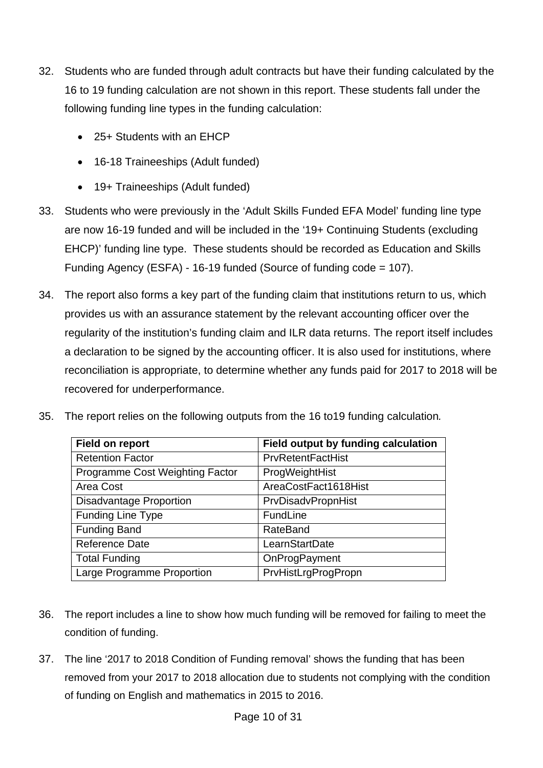32. Students who are funded through adult contracts but have their funding calculated by the 16 to 19 funding calculation are not shown in this report. These students fall under the following funding line types in the funding calculation:

    - 25+ Students with an EHCP
    - 16-18 Traineeships (Adult funded)
    - 19+ Traineeships (Adult funded)

33. Students who were previously in the ‘Adult Skills Funded EFA Model’ funding line type are now 16-19 funded and will be included in the ‘19+ Continuing Students (excluding EHCP)’ funding line type. These students should be recorded as Education and Skills Funding Agency (ESFA) - 16-19 funded (Source of funding code = 107).

34. The report also forms a key part of the funding claim that institutions return to us, which provides us with an assurance statement by the relevant accounting officer over the regularity of the institution’s funding claim and ILR data returns. The report itself includes a declaration to be signed by the accounting officer. It is also used for institutions, where reconciliation is appropriate, to determine whether any funds paid for 2017 to 2018 will be recovered for underperformance.

35. The report relies on the following outputs from the 16 to19 funding calculation*.*

| Field on report | Field output by funding calculation |
|---|---|
| Retention Factor | PrvRetentFactHist |
| Programme Cost Weighting Factor | ProgWeightHist |
| Area Cost | AreaCostFact1618Hist |
| Disadvantage Proportion | PrvDisadvPropnHist |
| Funding Line Type | FundLine |
| Funding Band | RateBand |
| Reference Date | LearnStartDate |
| Total Funding | OnProgPayment |
| Large Programme Proportion | PrvHistLrgProgPropn |

36. The report includes a line to show how much funding will be removed for failing to meet the condition of funding.

37. The line ‘2017 to 2018 Condition of Funding removal’ shows the funding that has been removed from your 2017 to 2018 allocation due to students not complying with the condition of funding on English and mathematics in 2015 to 2016.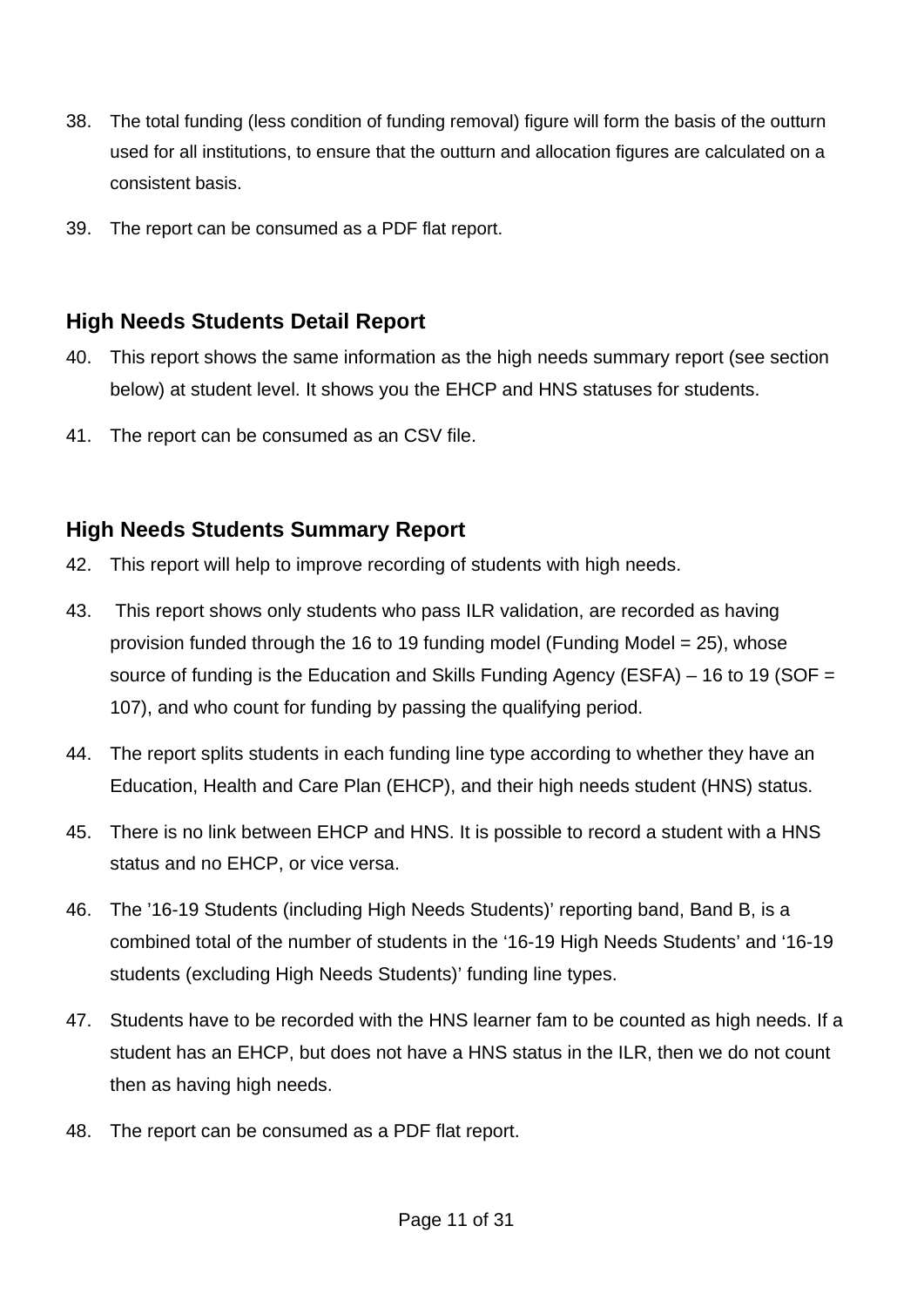38. The total funding (less condition of funding removal) figure will form the basis of the outturn used for all institutions, to ensure that the outturn and allocation figures are calculated on a consistent basis.

39. The report can be consumed as a PDF flat report.

## High Needs Students Detail Report

40. This report shows the same information as the high needs summary report (see section below) at student level. It shows you the EHCP and HNS statuses for students.

41. The report can be consumed as an CSV file.

## High Needs Students Summary Report

42. This report will help to improve recording of students with high needs.

43. This report shows only students who pass ILR validation, are recorded as having provision funded through the 16 to 19 funding model (Funding Model = 25), whose source of funding is the Education and Skills Funding Agency (ESFA) – 16 to 19 (SOF = 107), and who count for funding by passing the qualifying period.

44. The report splits students in each funding line type according to whether they have an Education, Health and Care Plan (EHCP), and their high needs student (HNS) status.

45. There is no link between EHCP and HNS. It is possible to record a student with a HNS status and no EHCP, or vice versa.

46. The '16-19 Students (including High Needs Students)' reporting band, Band B, is a combined total of the number of students in the '16-19 High Needs Students' and '16-19 students (excluding High Needs Students)' funding line types.

47. Students have to be recorded with the HNS learner fam to be counted as high needs. If a student has an EHCP, but does not have a HNS status in the ILR, then we do not count then as having high needs.

48. The report can be consumed as a PDF flat report.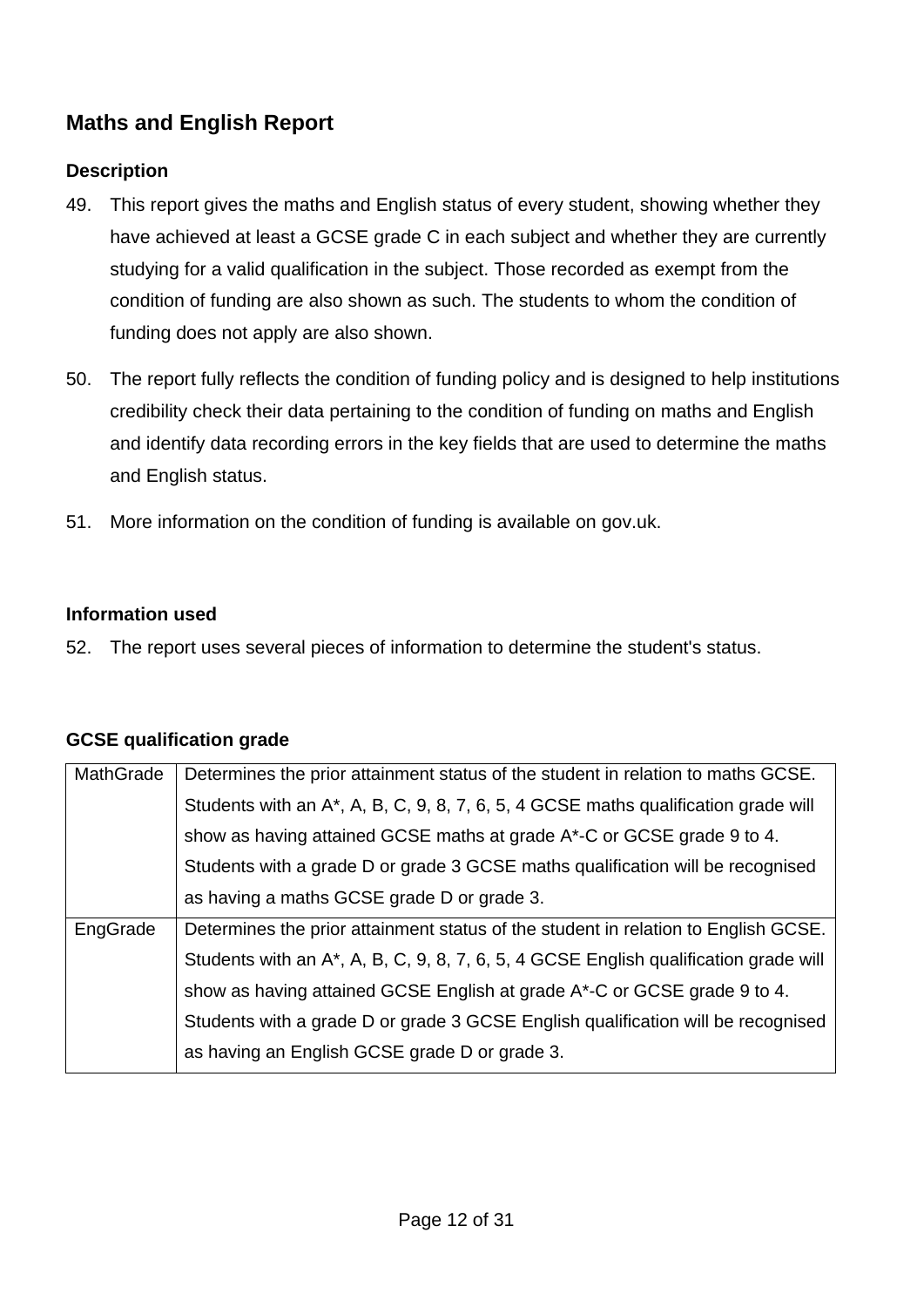## Maths and English Report

### Description

49. This report gives the maths and English status of every student, showing whether they have achieved at least a GCSE grade C in each subject and whether they are currently studying for a valid qualification in the subject. Those recorded as exempt from the condition of funding are also shown as such. The students to whom the condition of funding does not apply are also shown.

50. The report fully reflects the condition of funding policy and is designed to help institutions credibility check their data pertaining to the condition of funding on maths and English and identify data recording errors in the key fields that are used to determine the maths and English status.

51. More information on the condition of funding is available on gov.uk.

### Information used

52. The report uses several pieces of information to determine the student's status.

### GCSE qualification grade

| | |
|---|---|
| MathGrade | Determines the prior attainment status of the student in relation to maths GCSE. Students with an A*, A, B, C, 9, 8, 7, 6, 5, 4 GCSE maths qualification grade will show as having attained GCSE maths at grade A*-C or GCSE grade 9 to 4. Students with a grade D or grade 3 GCSE maths qualification will be recognised as having a maths GCSE grade D or grade 3. |
| EngGrade | Determines the prior attainment status of the student in relation to English GCSE. Students with an A*, A, B, C, 9, 8, 7, 6, 5, 4 GCSE English qualification grade will show as having attained GCSE English at grade A*-C or GCSE grade 9 to 4. Students with a grade D or grade 3 GCSE English qualification will be recognised as having an English GCSE grade D or grade 3. |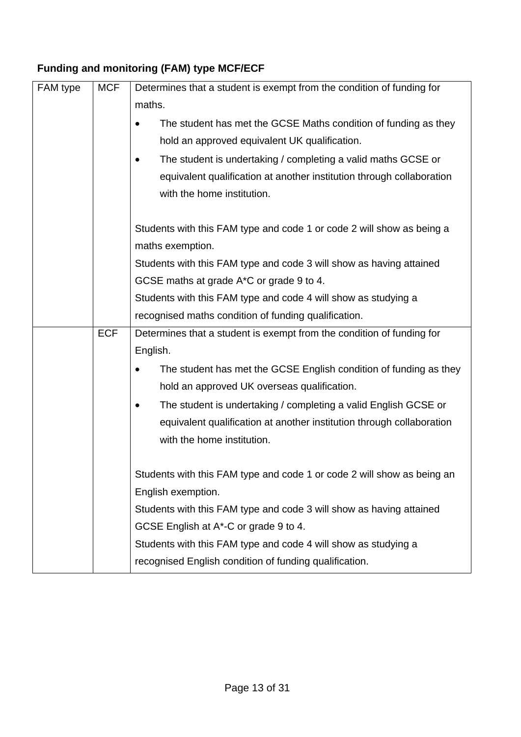**Funding and monitoring (FAM) type MCF/ECF**

| FAM type | MCF | Determines that a student is exempt from the condition of funding for maths.<br>• The student has met the GCSE Maths condition of funding as they hold an approved equivalent UK qualification.<br>• The student is undertaking / completing a valid maths GCSE or equivalent qualification at another institution through collaboration with the home institution.<br><br>Students with this FAM type and code 1 or code 2 will show as being a maths exemption.<br>Students with this FAM type and code 3 will show as having attained GCSE maths at grade A*C or grade 9 to 4.<br>Students with this FAM type and code 4 will show as studying a recognised maths condition of funding qualification. |
|---|---|---|
| | ECF | Determines that a student is exempt from the condition of funding for English.<br>• The student has met the GCSE English condition of funding as they hold an approved UK overseas qualification.<br>• The student is undertaking / completing a valid English GCSE or equivalent qualification at another institution through collaboration with the home institution.<br><br>Students with this FAM type and code 1 or code 2 will show as being an English exemption.<br>Students with this FAM type and code 3 will show as having attained GCSE English at A*-C or grade 9 to 4.<br>Students with this FAM type and code 4 will show as studying a recognised English condition of funding qualification. |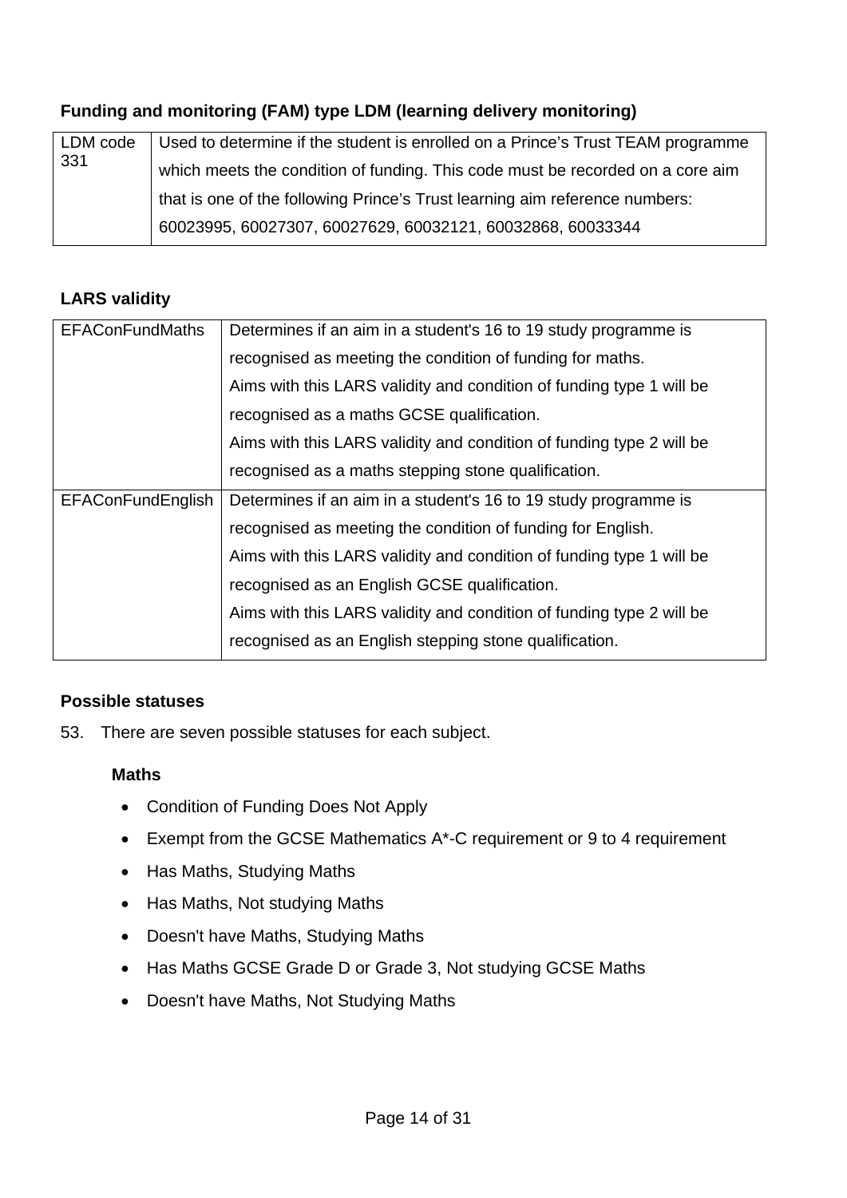**Funding and monitoring (FAM) type LDM (learning delivery monitoring)**

| LDM code 331 | Used to determine if the student is enrolled on a Prince's Trust TEAM programme which meets the condition of funding. This code must be recorded on a core aim that is one of the following Prince's Trust learning aim reference numbers: 60023995, 60027307, 60027629, 60032121, 60032868, 60033344 |
|---|---|

**LARS validity**

| EFAConFundMaths | Determines if an aim in a student's 16 to 19 study programme is recognised as meeting the condition of funding for maths. Aims with this LARS validity and condition of funding type 1 will be recognised as a maths GCSE qualification. Aims with this LARS validity and condition of funding type 2 will be recognised as a maths stepping stone qualification. |
|---|---|
| EFAConFundEnglish | Determines if an aim in a student's 16 to 19 study programme is recognised as meeting the condition of funding for English. Aims with this LARS validity and condition of funding type 1 will be recognised as an English GCSE qualification. Aims with this LARS validity and condition of funding type 2 will be recognised as an English stepping stone qualification. |

**Possible statuses**

53. There are seven possible statuses for each subject.

**Maths**

- Condition of Funding Does Not Apply
- Exempt from the GCSE Mathematics A*-C requirement or 9 to 4 requirement
- Has Maths, Studying Maths
- Has Maths, Not studying Maths
- Doesn't have Maths, Studying Maths
- Has Maths GCSE Grade D or Grade 3, Not studying GCSE Maths
- Doesn't have Maths, Not Studying Maths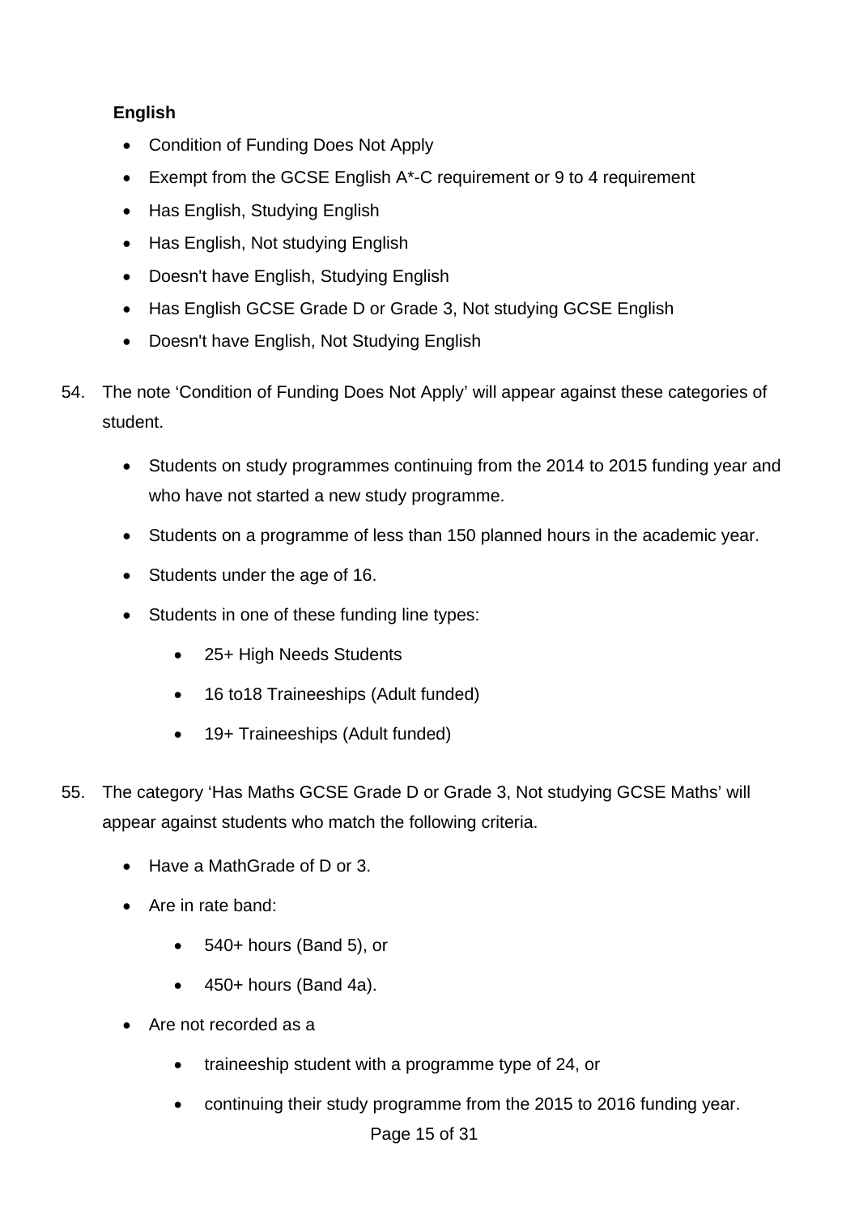**English**

- Condition of Funding Does Not Apply
- Exempt from the GCSE English A*-C requirement or 9 to 4 requirement
- Has English, Studying English
- Has English, Not studying English
- Doesn't have English, Studying English
- Has English GCSE Grade D or Grade 3, Not studying GCSE English
- Doesn't have English, Not Studying English

54. The note ‘Condition of Funding Does Not Apply’ will appear against these categories of student.

    - Students on study programmes continuing from the 2014 to 2015 funding year and who have not started a new study programme.
    - Students on a programme of less than 150 planned hours in the academic year.
    - Students under the age of 16.
    - Students in one of these funding line types:
        - 25+ High Needs Students
        - 16 to18 Traineeships (Adult funded)
        - 19+ Traineeships (Adult funded)

55. The category ‘Has Maths GCSE Grade D or Grade 3, Not studying GCSE Maths’ will appear against students who match the following criteria.

    - Have a MathGrade of D or 3.
    - Are in rate band:
        - 540+ hours (Band 5), or
        - 450+ hours (Band 4a).
    - Are not recorded as a
        - traineeship student with a programme type of 24, or
        - continuing their study programme from the 2015 to 2016 funding year.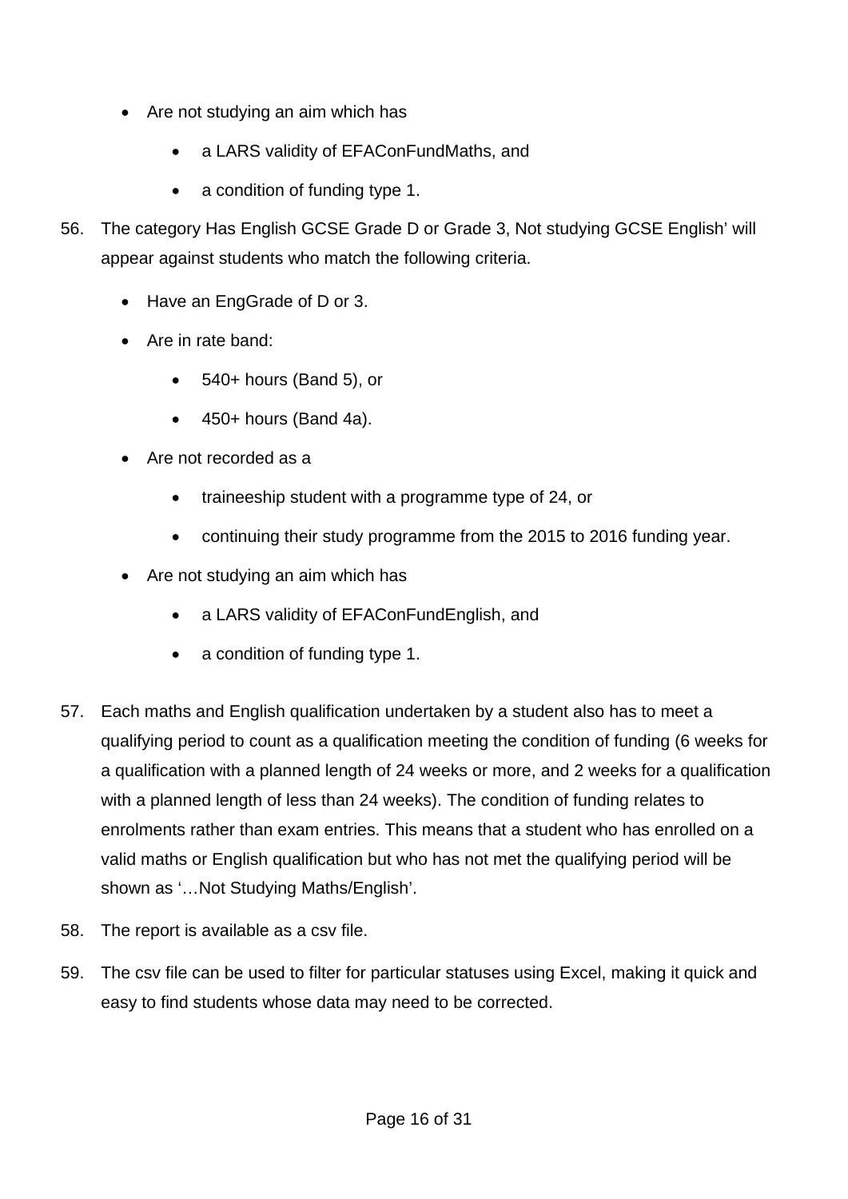- Are not studying an aim which has
    - a LARS validity of EFAConFundMaths, and
    - a condition of funding type 1.

56. The category Has English GCSE Grade D or Grade 3, Not studying GCSE English' will appear against students who match the following criteria.
    - Have an EngGrade of D or 3.
    - Are in rate band:
        - 540+ hours (Band 5), or
        - 450+ hours (Band 4a).
    - Are not recorded as a
        - traineeship student with a programme type of 24, or
        - continuing their study programme from the 2015 to 2016 funding year.
    - Are not studying an aim which has
        - a LARS validity of EFAConFundEnglish, and
        - a condition of funding type 1.

57. Each maths and English qualification undertaken by a student also has to meet a qualifying period to count as a qualification meeting the condition of funding (6 weeks for a qualification with a planned length of 24 weeks or more, and 2 weeks for a qualification with a planned length of less than 24 weeks). The condition of funding relates to enrolments rather than exam entries. This means that a student who has enrolled on a valid maths or English qualification but who has not met the qualifying period will be shown as '…Not Studying Maths/English'.

58. The report is available as a csv file.

59. The csv file can be used to filter for particular statuses using Excel, making it quick and easy to find students whose data may need to be corrected.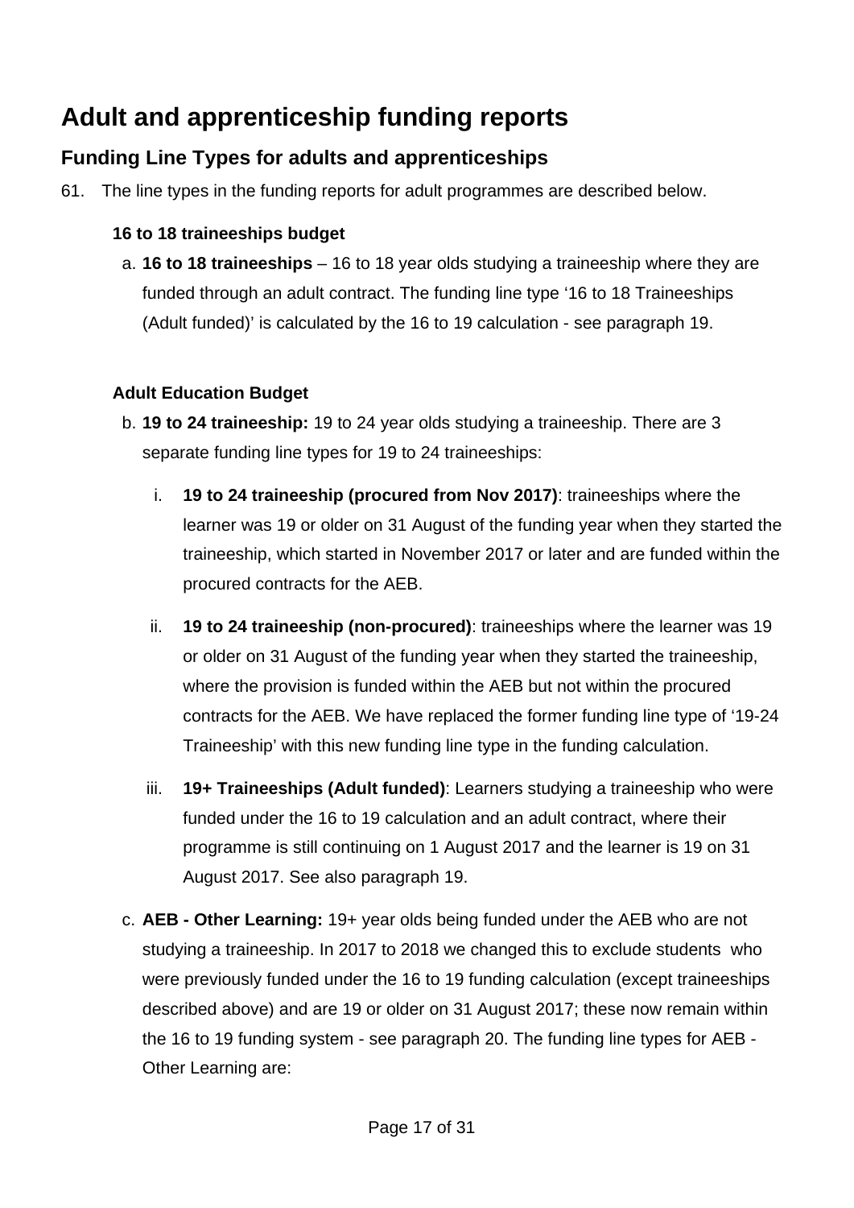# Adult and apprenticeship funding reports

## Funding Line Types for adults and apprenticeships

61. The line types in the funding reports for adult programmes are described below.

**16 to 18 traineeships budget**

a. **16 to 18 traineeships** – 16 to 18 year olds studying a traineeship where they are funded through an adult contract. The funding line type '16 to 18 Traineeships (Adult funded)' is calculated by the 16 to 19 calculation - see paragraph 19.

**Adult Education Budget**

b. **19 to 24 traineeship:** 19 to 24 year olds studying a traineeship. There are 3 separate funding line types for 19 to 24 traineeships:

   i. **19 to 24 traineeship (procured from Nov 2017)**: traineeships where the learner was 19 or older on 31 August of the funding year when they started the traineeship, which started in November 2017 or later and are funded within the procured contracts for the AEB.

   ii. **19 to 24 traineeship (non-procured)**: traineeships where the learner was 19 or older on 31 August of the funding year when they started the traineeship, where the provision is funded within the AEB but not within the procured contracts for the AEB. We have replaced the former funding line type of '19-24 Traineeship' with this new funding line type in the funding calculation.

   iii. **19+ Traineeships (Adult funded)**: Learners studying a traineeship who were funded under the 16 to 19 calculation and an adult contract, where their programme is still continuing on 1 August 2017 and the learner is 19 on 31 August 2017. See also paragraph 19.

c. **AEB - Other Learning:** 19+ year olds being funded under the AEB who are not studying a traineeship. In 2017 to 2018 we changed this to exclude students who were previously funded under the 16 to 19 funding calculation (except traineeships described above) and are 19 or older on 31 August 2017; these now remain within the 16 to 19 funding system - see paragraph 20. The funding line types for AEB - Other Learning are: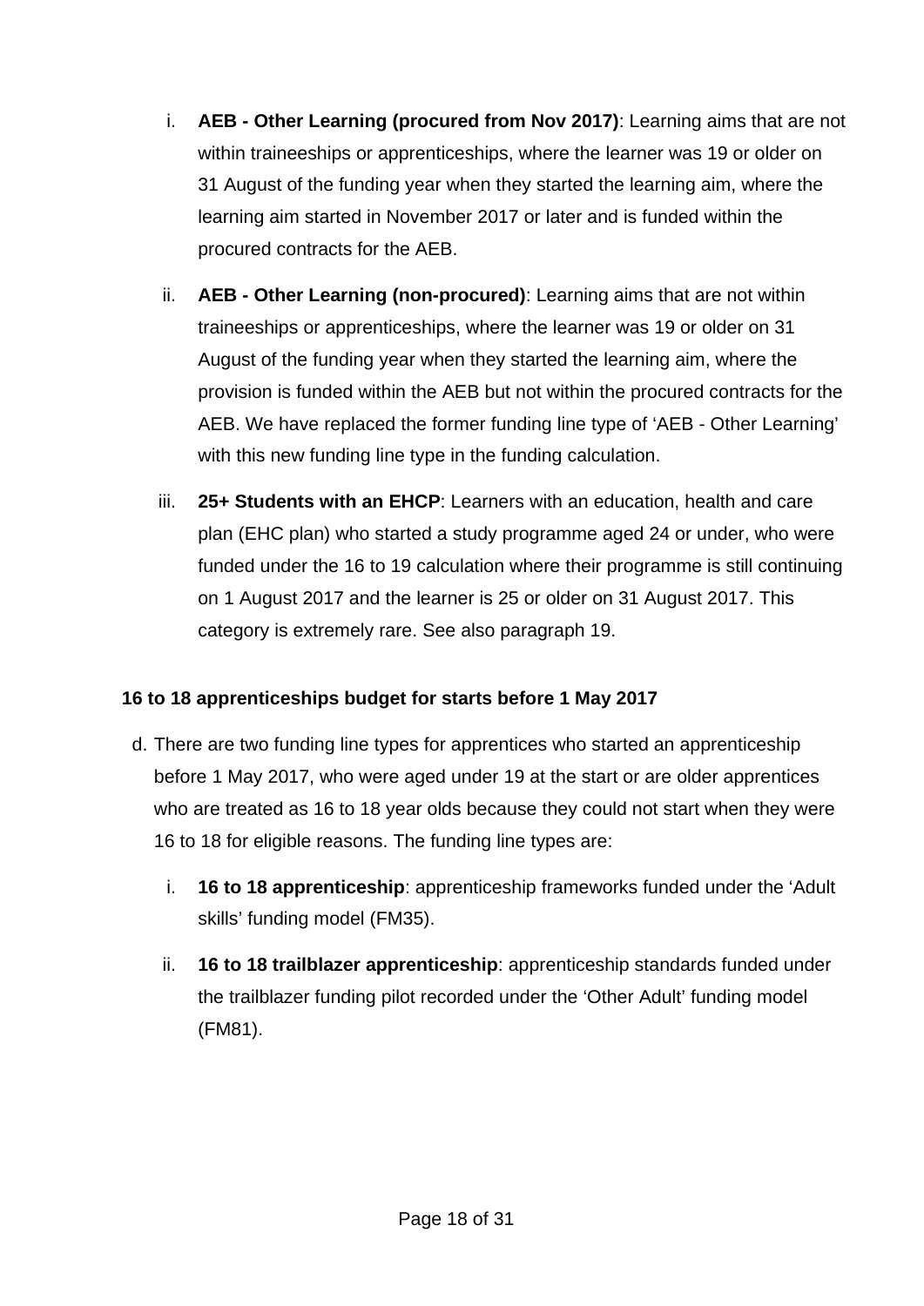i. **AEB - Other Learning (procured from Nov 2017)**: Learning aims that are not within traineeships or apprenticeships, where the learner was 19 or older on 31 August of the funding year when they started the learning aim, where the learning aim started in November 2017 or later and is funded within the procured contracts for the AEB.

ii. **AEB - Other Learning (non-procured)**: Learning aims that are not within traineeships or apprenticeships, where the learner was 19 or older on 31 August of the funding year when they started the learning aim, where the provision is funded within the AEB but not within the procured contracts for the AEB. We have replaced the former funding line type of 'AEB - Other Learning' with this new funding line type in the funding calculation.

iii. **25+ Students with an EHCP**: Learners with an education, health and care plan (EHC plan) who started a study programme aged 24 or under, who were funded under the 16 to 19 calculation where their programme is still continuing on 1 August 2017 and the learner is 25 or older on 31 August 2017. This category is extremely rare. See also paragraph 19.

**16 to 18 apprenticeships budget for starts before 1 May 2017**

d. There are two funding line types for apprentices who started an apprenticeship before 1 May 2017, who were aged under 19 at the start or are older apprentices who are treated as 16 to 18 year olds because they could not start when they were 16 to 18 for eligible reasons. The funding line types are:

i. **16 to 18 apprenticeship**: apprenticeship frameworks funded under the 'Adult skills' funding model (FM35).

ii. **16 to 18 trailblazer apprenticeship**: apprenticeship standards funded under the trailblazer funding pilot recorded under the 'Other Adult' funding model (FM81).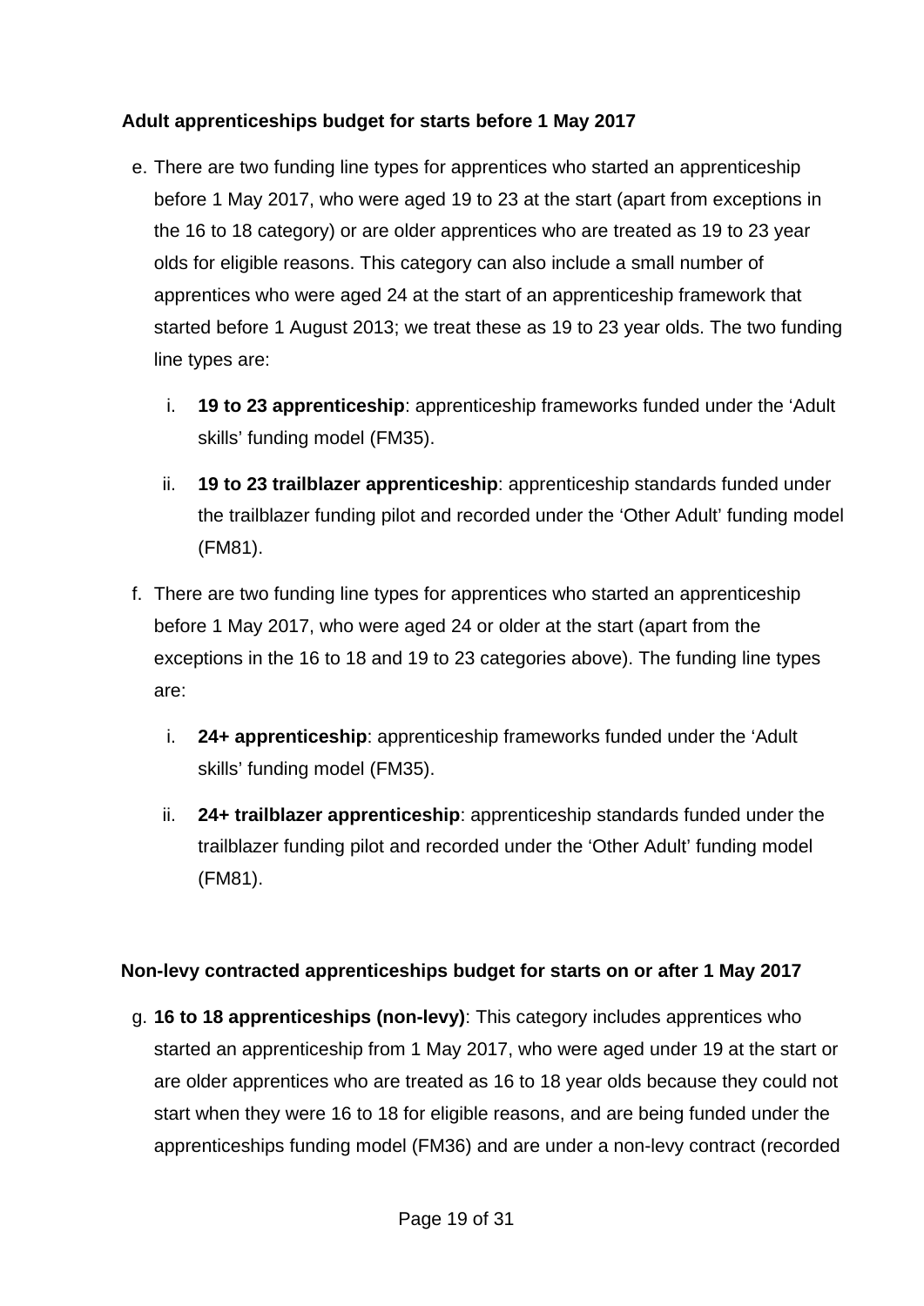### Adult apprenticeships budget for starts before 1 May 2017

e. There are two funding line types for apprentices who started an apprenticeship before 1 May 2017, who were aged 19 to 23 at the start (apart from exceptions in the 16 to 18 category) or are older apprentices who are treated as 19 to 23 year olds for eligible reasons. This category can also include a small number of apprentices who were aged 24 at the start of an apprenticeship framework that started before 1 August 2013; we treat these as 19 to 23 year olds. The two funding line types are:

    i. **19 to 23 apprenticeship**: apprenticeship frameworks funded under the 'Adult skills' funding model (FM35).

    ii. **19 to 23 trailblazer apprenticeship**: apprenticeship standards funded under the trailblazer funding pilot and recorded under the 'Other Adult' funding model (FM81).

f. There are two funding line types for apprentices who started an apprenticeship before 1 May 2017, who were aged 24 or older at the start (apart from the exceptions in the 16 to 18 and 19 to 23 categories above). The funding line types are:

    i. **24+ apprenticeship**: apprenticeship frameworks funded under the 'Adult skills' funding model (FM35).

    ii. **24+ trailblazer apprenticeship**: apprenticeship standards funded under the trailblazer funding pilot and recorded under the 'Other Adult' funding model (FM81).

### Non-levy contracted apprenticeships budget for starts on or after 1 May 2017

g. **16 to 18 apprenticeships (non-levy)**: This category includes apprentices who started an apprenticeship from 1 May 2017, who were aged under 19 at the start or are older apprentices who are treated as 16 to 18 year olds because they could not start when they were 16 to 18 for eligible reasons, and are being funded under the apprenticeships funding model (FM36) and are under a non-levy contract (recorded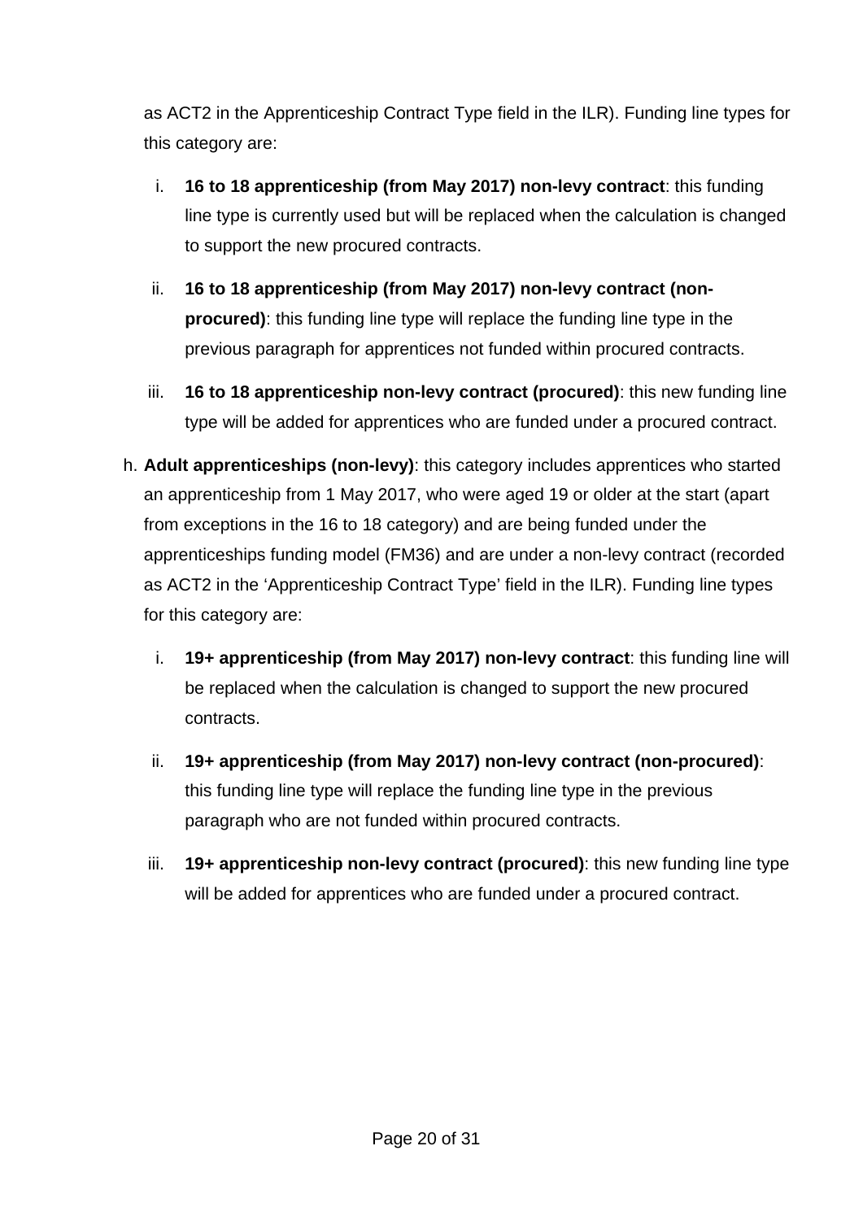as ACT2 in the Apprenticeship Contract Type field in the ILR). Funding line types for this category are:

   i. **16 to 18 apprenticeship (from May 2017) non-levy contract**: this funding line type is currently used but will be replaced when the calculation is changed to support the new procured contracts.

   ii. **16 to 18 apprenticeship (from May 2017) non-levy contract (non-procured)**: this funding line type will replace the funding line type in the previous paragraph for apprentices not funded within procured contracts.

   iii. **16 to 18 apprenticeship non-levy contract (procured)**: this new funding line type will be added for apprentices who are funded under a procured contract.

h. **Adult apprenticeships (non-levy)**: this category includes apprentices who started an apprenticeship from 1 May 2017, who were aged 19 or older at the start (apart from exceptions in the 16 to 18 category) and are being funded under the apprenticeships funding model (FM36) and are under a non-levy contract (recorded as ACT2 in the 'Apprenticeship Contract Type' field in the ILR). Funding line types for this category are:

   i. **19+ apprenticeship (from May 2017) non-levy contract**: this funding line will be replaced when the calculation is changed to support the new procured contracts.

   ii. **19+ apprenticeship (from May 2017) non-levy contract (non-procured)**: this funding line type will replace the funding line type in the previous paragraph who are not funded within procured contracts.

   iii. **19+ apprenticeship non-levy contract (procured)**: this new funding line type will be added for apprentices who are funded under a procured contract.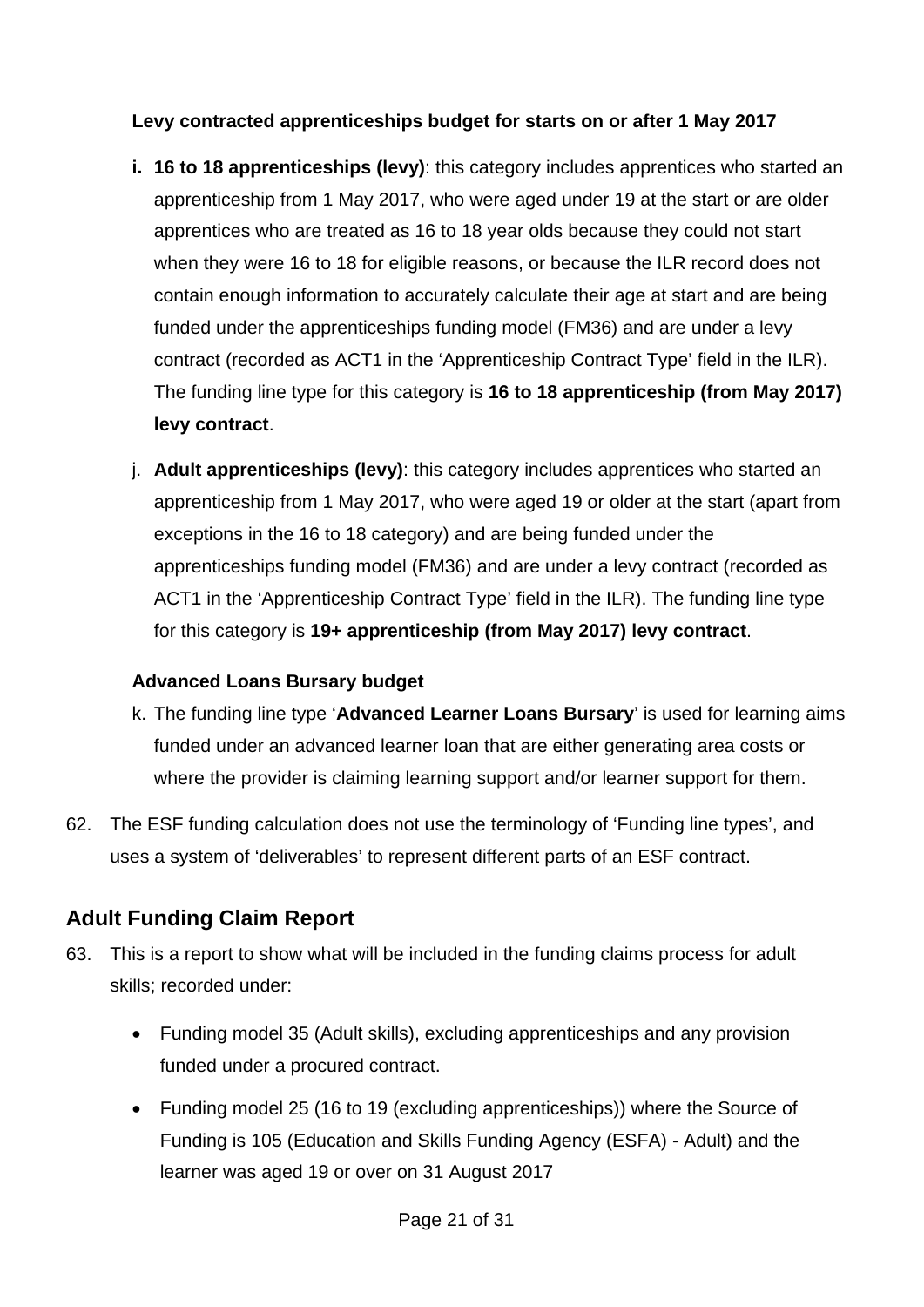**Levy contracted apprenticeships budget for starts on or after 1 May 2017**

i. **16 to 18 apprenticeships (levy)**: this category includes apprentices who started an apprenticeship from 1 May 2017, who were aged under 19 at the start or are older apprentices who are treated as 16 to 18 year olds because they could not start when they were 16 to 18 for eligible reasons, or because the ILR record does not contain enough information to accurately calculate their age at start and are being funded under the apprenticeships funding model (FM36) and are under a levy contract (recorded as ACT1 in the 'Apprenticeship Contract Type' field in the ILR). The funding line type for this category is **16 to 18 apprenticeship (from May 2017) levy contract**.

j. **Adult apprenticeships (levy)**: this category includes apprentices who started an apprenticeship from 1 May 2017, who were aged 19 or older at the start (apart from exceptions in the 16 to 18 category) and are being funded under the apprenticeships funding model (FM36) and are under a levy contract (recorded as ACT1 in the 'Apprenticeship Contract Type' field in the ILR). The funding line type for this category is **19+ apprenticeship (from May 2017) levy contract**.

**Advanced Loans Bursary budget**

k. The funding line type '**Advanced Learner Loans Bursary**' is used for learning aims funded under an advanced learner loan that are either generating area costs or where the provider is claiming learning support and/or learner support for them.

62. The ESF funding calculation does not use the terminology of 'Funding line types', and uses a system of 'deliverables' to represent different parts of an ESF contract.

## Adult Funding Claim Report

63. This is a report to show what will be included in the funding claims process for adult skills; recorded under:

- Funding model 35 (Adult skills), excluding apprenticeships and any provision funded under a procured contract.
- Funding model 25 (16 to 19 (excluding apprenticeships)) where the Source of Funding is 105 (Education and Skills Funding Agency (ESFA) - Adult) and the learner was aged 19 or over on 31 August 2017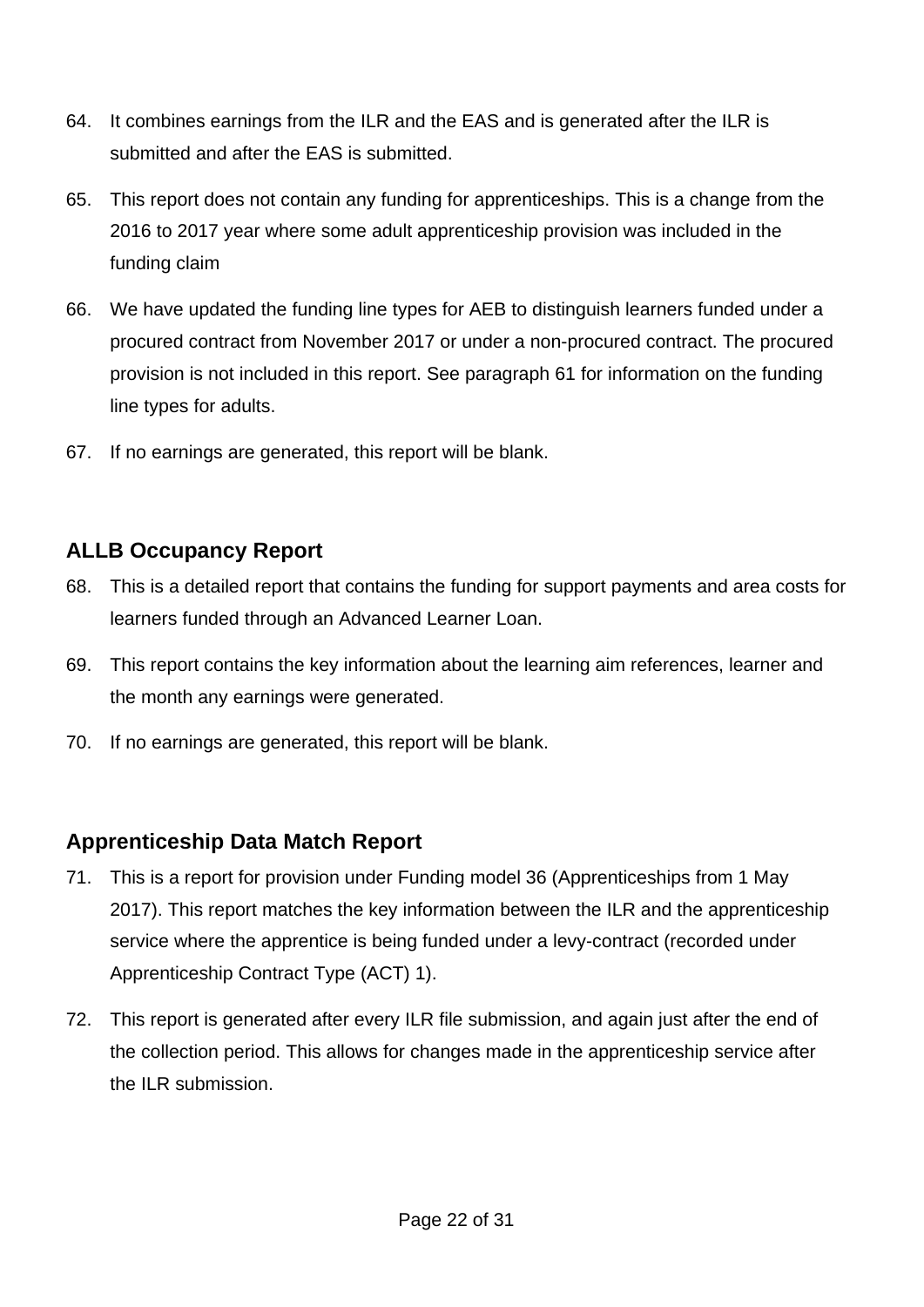64. It combines earnings from the ILR and the EAS and is generated after the ILR is submitted and after the EAS is submitted.

65. This report does not contain any funding for apprenticeships. This is a change from the 2016 to 2017 year where some adult apprenticeship provision was included in the funding claim

66. We have updated the funding line types for AEB to distinguish learners funded under a procured contract from November 2017 or under a non-procured contract. The procured provision is not included in this report. See paragraph 61 for information on the funding line types for adults.

67. If no earnings are generated, this report will be blank.

### ALLB Occupancy Report

68. This is a detailed report that contains the funding for support payments and area costs for learners funded through an Advanced Learner Loan.

69. This report contains the key information about the learning aim references, learner and the month any earnings were generated.

70. If no earnings are generated, this report will be blank.

### Apprenticeship Data Match Report

71. This is a report for provision under Funding model 36 (Apprenticeships from 1 May 2017). This report matches the key information between the ILR and the apprenticeship service where the apprentice is being funded under a levy-contract (recorded under Apprenticeship Contract Type (ACT) 1).

72. This report is generated after every ILR file submission, and again just after the end of the collection period. This allows for changes made in the apprenticeship service after the ILR submission.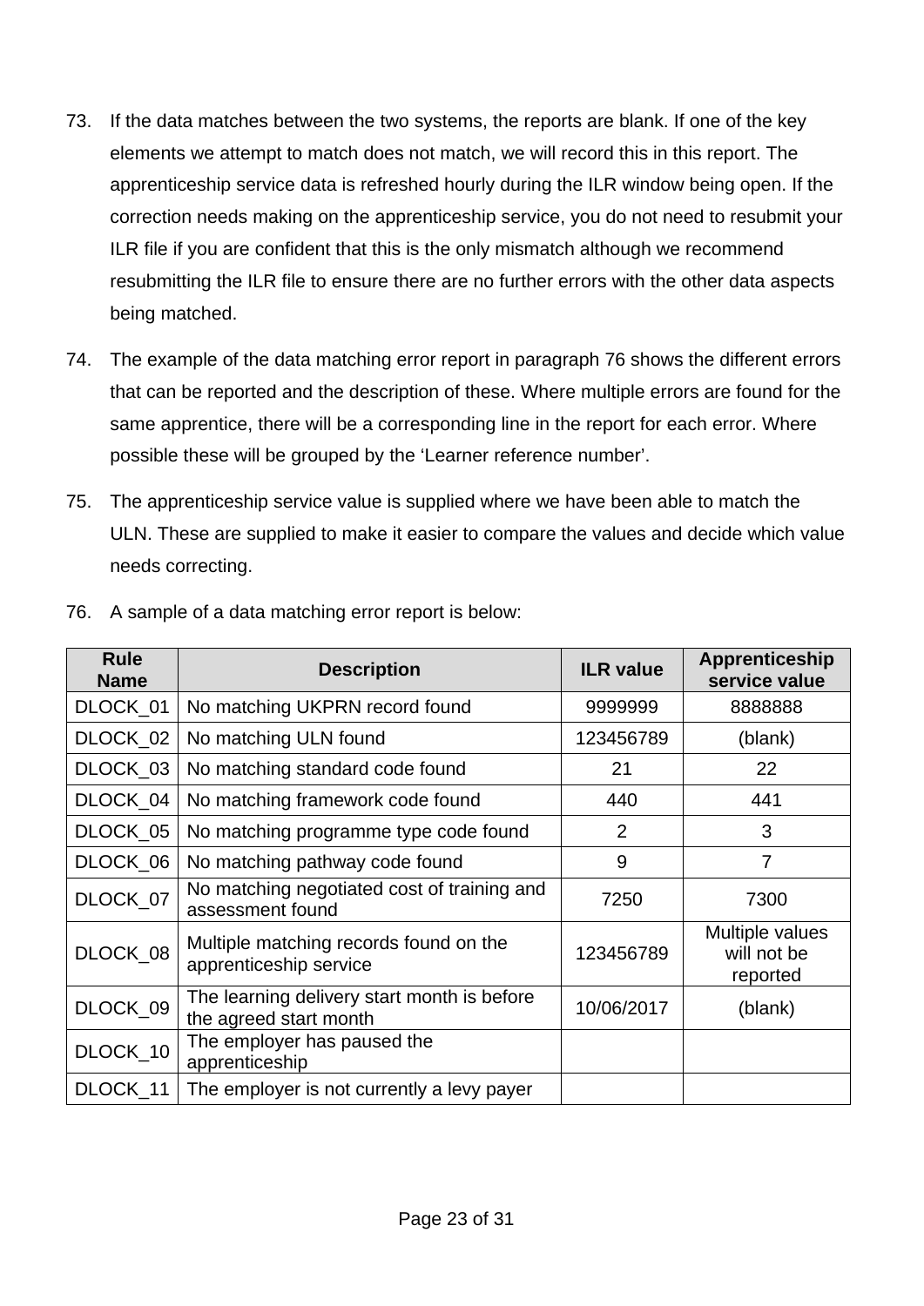73. If the data matches between the two systems, the reports are blank. If one of the key elements we attempt to match does not match, we will record this in this report. The apprenticeship service data is refreshed hourly during the ILR window being open. If the correction needs making on the apprenticeship service, you do not need to resubmit your ILR file if you are confident that this is the only mismatch although we recommend resubmitting the ILR file to ensure there are no further errors with the other data aspects being matched.

74. The example of the data matching error report in paragraph 76 shows the different errors that can be reported and the description of these. Where multiple errors are found for the same apprentice, there will be a corresponding line in the report for each error. Where possible these will be grouped by the 'Learner reference number'.

75. The apprenticeship service value is supplied where we have been able to match the ULN. These are supplied to make it easier to compare the values and decide which value needs correcting.

76. A sample of a data matching error report is below:

| Rule Name | Description | ILR value | Apprenticeship service value |
|---|---|---|---|
| DLOCK_01 | No matching UKPRN record found | 9999999 | 8888888 |
| DLOCK_02 | No matching ULN found | 123456789 | (blank) |
| DLOCK_03 | No matching standard code found | 21 | 22 |
| DLOCK_04 | No matching framework code found | 440 | 441 |
| DLOCK_05 | No matching programme type code found | 2 | 3 |
| DLOCK_06 | No matching pathway code found | 9 | 7 |
| DLOCK_07 | No matching negotiated cost of training and assessment found | 7250 | 7300 |
| DLOCK_08 | Multiple matching records found on the apprenticeship service | 123456789 | Multiple values will not be reported |
| DLOCK_09 | The learning delivery start month is before the agreed start month | 10/06/2017 | (blank) |
| DLOCK_10 | The employer has paused the apprenticeship | | |
| DLOCK_11 | The employer is not currently a levy payer | | |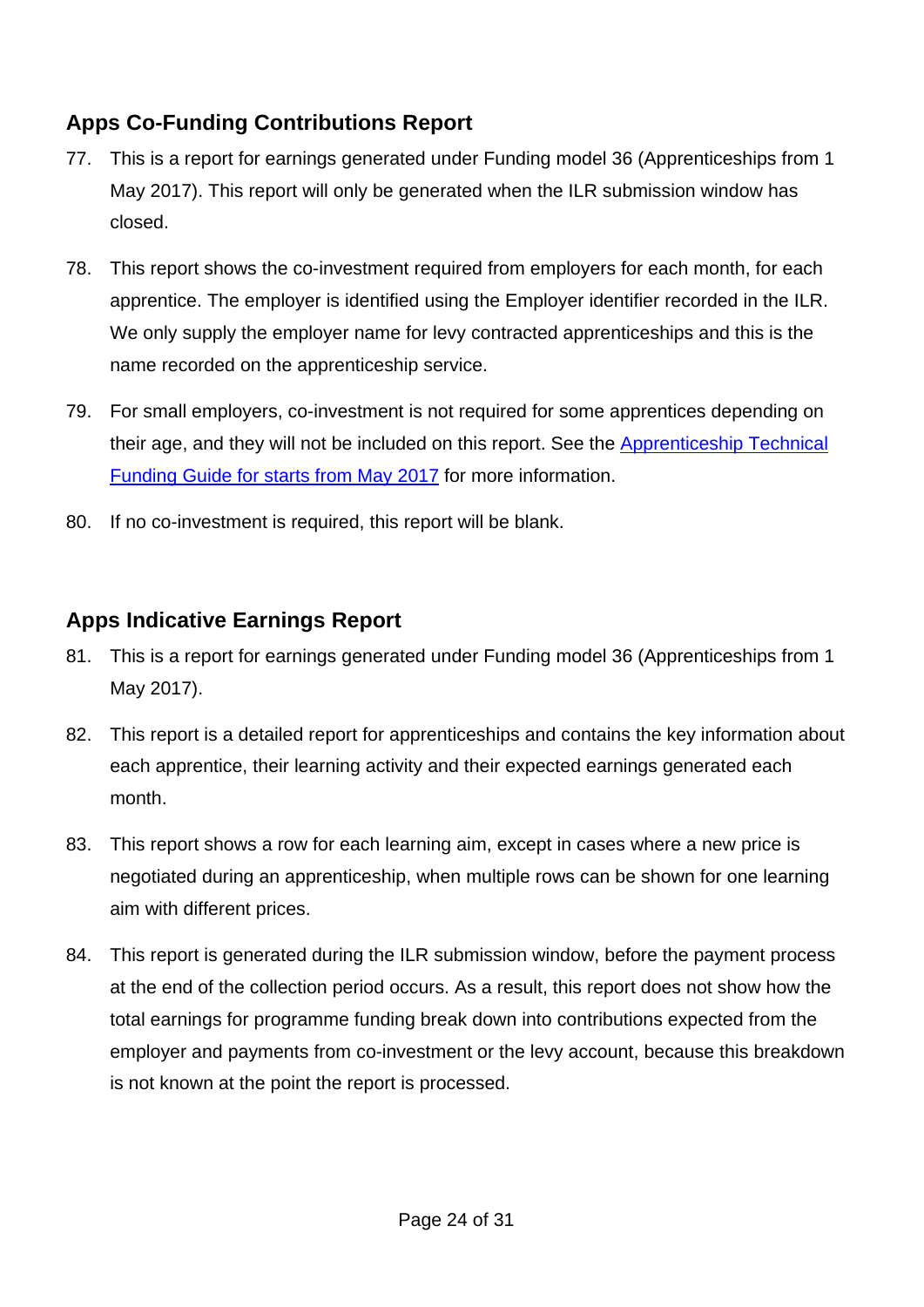## Apps Co-Funding Contributions Report

77. This is a report for earnings generated under Funding model 36 (Apprenticeships from 1 May 2017). This report will only be generated when the ILR submission window has closed.

78. This report shows the co-investment required from employers for each month, for each apprentice. The employer is identified using the Employer identifier recorded in the ILR. We only supply the employer name for levy contracted apprenticeships and this is the name recorded on the apprenticeship service.

79. For small employers, co-investment is not required for some apprentices depending on their age, and they will not be included on this report. See the [Apprenticeship Technical Funding Guide for starts from May 2017] for more information.

80. If no co-investment is required, this report will be blank.

## Apps Indicative Earnings Report

81. This is a report for earnings generated under Funding model 36 (Apprenticeships from 1 May 2017).

82. This report is a detailed report for apprenticeships and contains the key information about each apprentice, their learning activity and their expected earnings generated each month.

83. This report shows a row for each learning aim, except in cases where a new price is negotiated during an apprenticeship, when multiple rows can be shown for one learning aim with different prices.

84. This report is generated during the ILR submission window, before the payment process at the end of the collection period occurs. As a result, this report does not show how the total earnings for programme funding break down into contributions expected from the employer and payments from co-investment or the levy account, because this breakdown is not known at the point the report is processed.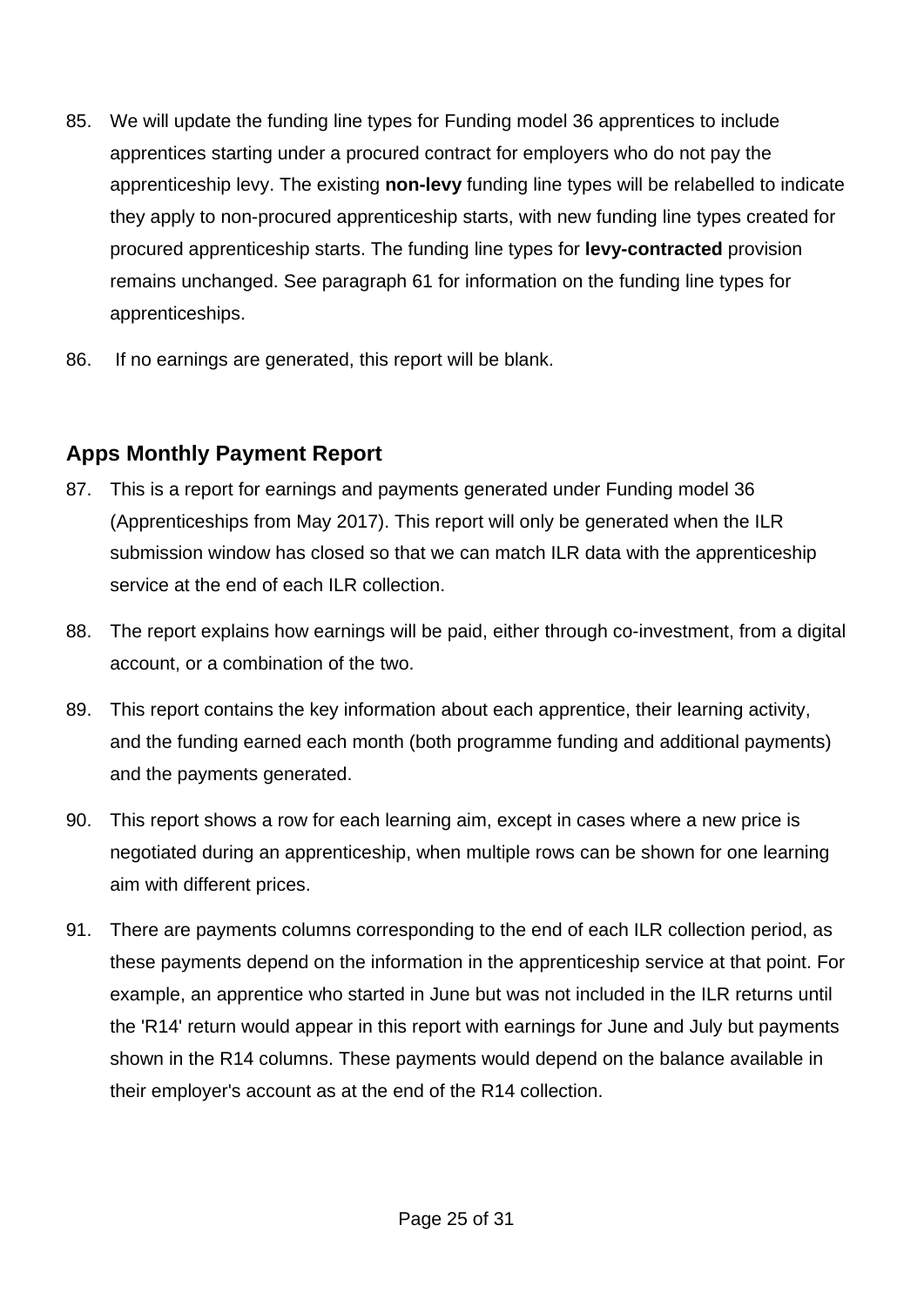85. We will update the funding line types for Funding model 36 apprentices to include apprentices starting under a procured contract for employers who do not pay the apprenticeship levy. The existing **non-levy** funding line types will be relabelled to indicate they apply to non-procured apprenticeship starts, with new funding line types created for procured apprenticeship starts. The funding line types for **levy-contracted** provision remains unchanged. See paragraph 61 for information on the funding line types for apprenticeships.

86. If no earnings are generated, this report will be blank.

## Apps Monthly Payment Report

87. This is a report for earnings and payments generated under Funding model 36 (Apprenticeships from May 2017). This report will only be generated when the ILR submission window has closed so that we can match ILR data with the apprenticeship service at the end of each ILR collection.

88. The report explains how earnings will be paid, either through co-investment, from a digital account, or a combination of the two.

89. This report contains the key information about each apprentice, their learning activity, and the funding earned each month (both programme funding and additional payments) and the payments generated.

90. This report shows a row for each learning aim, except in cases where a new price is negotiated during an apprenticeship, when multiple rows can be shown for one learning aim with different prices.

91. There are payments columns corresponding to the end of each ILR collection period, as these payments depend on the information in the apprenticeship service at that point. For example, an apprentice who started in June but was not included in the ILR returns until the 'R14' return would appear in this report with earnings for June and July but payments shown in the R14 columns. These payments would depend on the balance available in their employer's account as at the end of the R14 collection.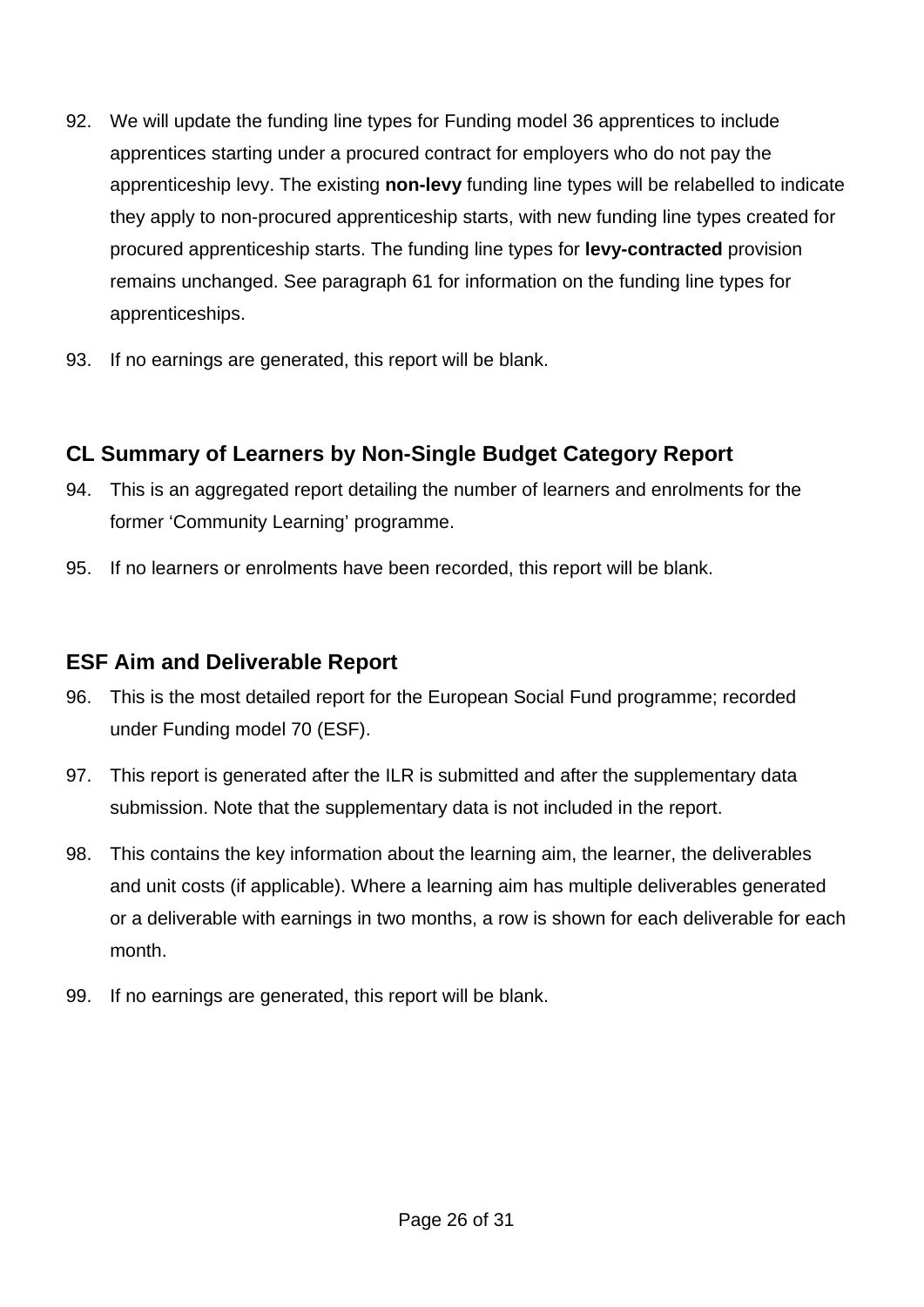92. We will update the funding line types for Funding model 36 apprentices to include apprentices starting under a procured contract for employers who do not pay the apprenticeship levy. The existing **non-levy** funding line types will be relabelled to indicate they apply to non-procured apprenticeship starts, with new funding line types created for procured apprenticeship starts. The funding line types for **levy-contracted** provision remains unchanged. See paragraph 61 for information on the funding line types for apprenticeships.

93. If no earnings are generated, this report will be blank.

### CL Summary of Learners by Non-Single Budget Category Report

94. This is an aggregated report detailing the number of learners and enrolments for the former 'Community Learning' programme.

95. If no learners or enrolments have been recorded, this report will be blank.

### ESF Aim and Deliverable Report

96. This is the most detailed report for the European Social Fund programme; recorded under Funding model 70 (ESF).

97. This report is generated after the ILR is submitted and after the supplementary data submission. Note that the supplementary data is not included in the report.

98. This contains the key information about the learning aim, the learner, the deliverables and unit costs (if applicable). Where a learning aim has multiple deliverables generated or a deliverable with earnings in two months, a row is shown for each deliverable for each month.

99. If no earnings are generated, this report will be blank.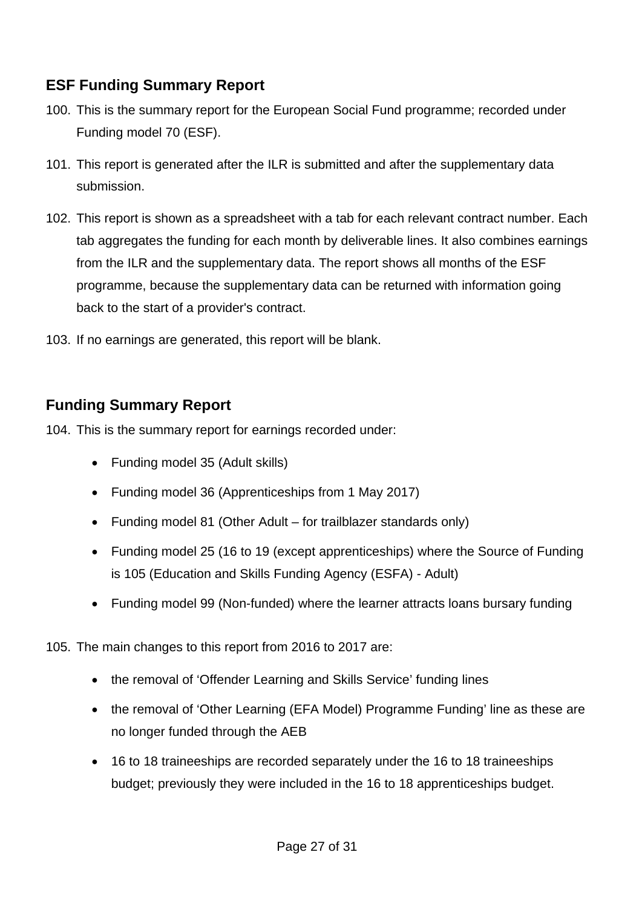## ESF Funding Summary Report

100. This is the summary report for the European Social Fund programme; recorded under Funding model 70 (ESF).

101. This report is generated after the ILR is submitted and after the supplementary data submission.

102. This report is shown as a spreadsheet with a tab for each relevant contract number. Each tab aggregates the funding for each month by deliverable lines. It also combines earnings from the ILR and the supplementary data. The report shows all months of the ESF programme, because the supplementary data can be returned with information going back to the start of a provider's contract.

103. If no earnings are generated, this report will be blank.

## Funding Summary Report

104. This is the summary report for earnings recorded under:

- Funding model 35 (Adult skills)
- Funding model 36 (Apprenticeships from 1 May 2017)
- Funding model 81 (Other Adult – for trailblazer standards only)
- Funding model 25 (16 to 19 (except apprenticeships) where the Source of Funding is 105 (Education and Skills Funding Agency (ESFA) - Adult)
- Funding model 99 (Non-funded) where the learner attracts loans bursary funding

105. The main changes to this report from 2016 to 2017 are:

- the removal of 'Offender Learning and Skills Service' funding lines
- the removal of 'Other Learning (EFA Model) Programme Funding' line as these are no longer funded through the AEB
- 16 to 18 traineeships are recorded separately under the 16 to 18 traineeships budget; previously they were included in the 16 to 18 apprenticeships budget.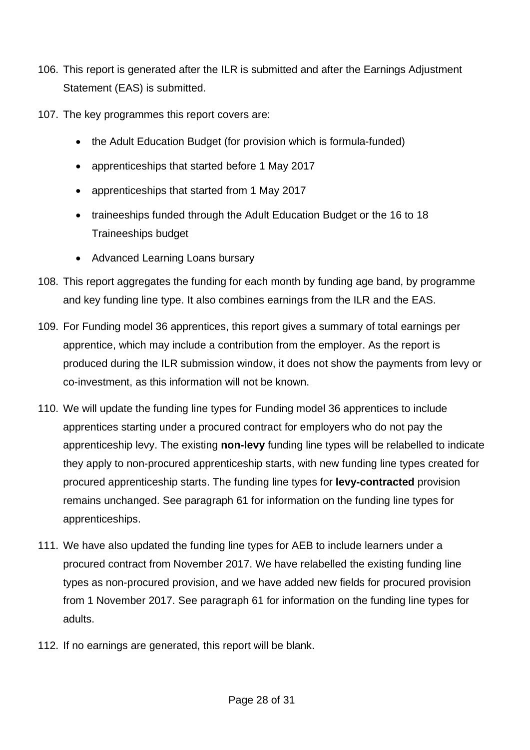106. This report is generated after the ILR is submitted and after the Earnings Adjustment Statement (EAS) is submitted.

107. The key programmes this report covers are:

    - the Adult Education Budget (for provision which is formula-funded)
    - apprenticeships that started before 1 May 2017
    - apprenticeships that started from 1 May 2017
    - traineeships funded through the Adult Education Budget or the 16 to 18 Traineeships budget
    - Advanced Learning Loans bursary

108. This report aggregates the funding for each month by funding age band, by programme and key funding line type. It also combines earnings from the ILR and the EAS.

109. For Funding model 36 apprentices, this report gives a summary of total earnings per apprentice, which may include a contribution from the employer. As the report is produced during the ILR submission window, it does not show the payments from levy or co-investment, as this information will not be known.

110. We will update the funding line types for Funding model 36 apprentices to include apprentices starting under a procured contract for employers who do not pay the apprenticeship levy. The existing **non-levy** funding line types will be relabelled to indicate they apply to non-procured apprenticeship starts, with new funding line types created for procured apprenticeship starts. The funding line types for **levy-contracted** provision remains unchanged. See paragraph 61 for information on the funding line types for apprenticeships.

111. We have also updated the funding line types for AEB to include learners under a procured contract from November 2017. We have relabelled the existing funding line types as non-procured provision, and we have added new fields for procured provision from 1 November 2017. See paragraph 61 for information on the funding line types for adults.

112. If no earnings are generated, this report will be blank.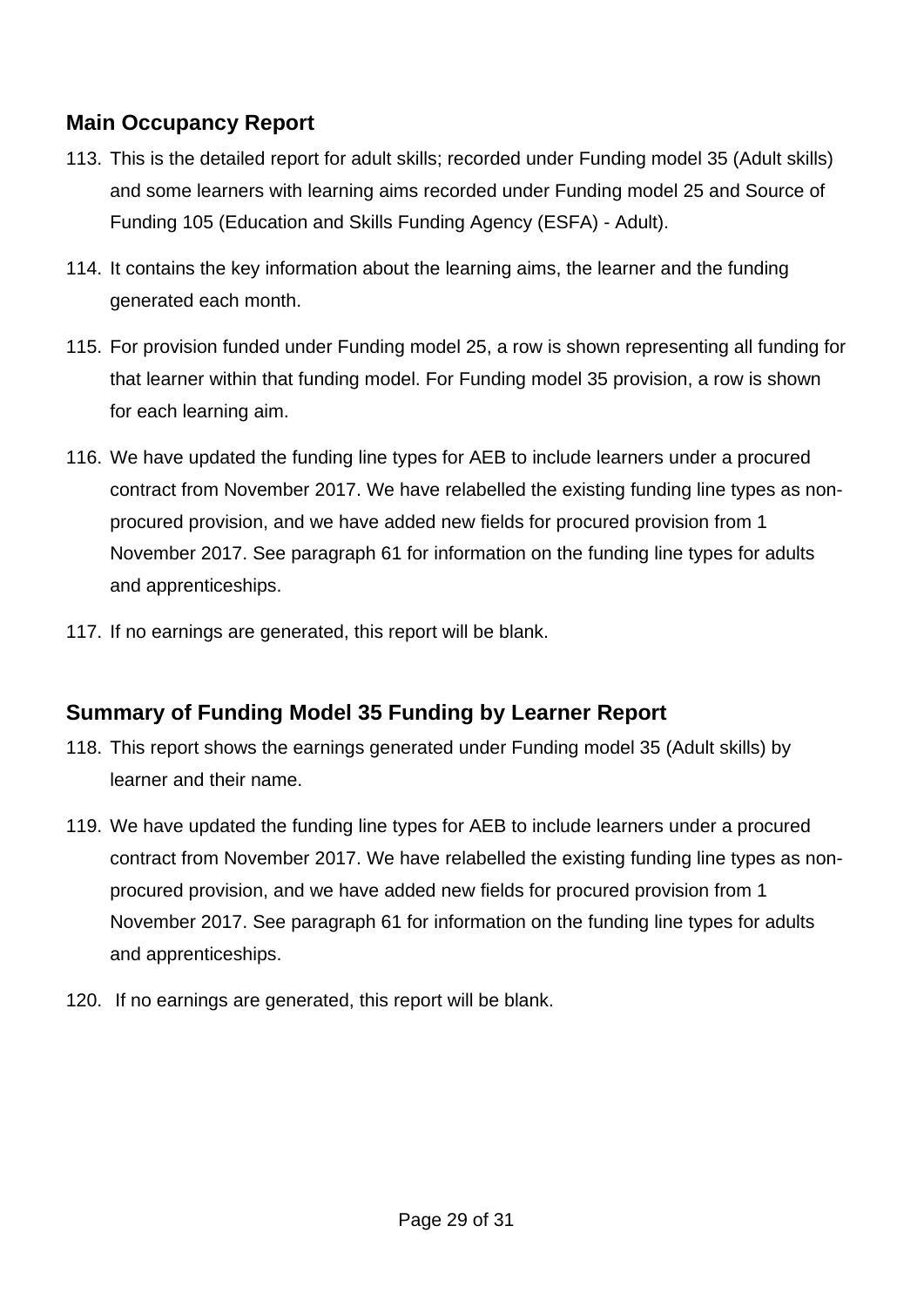## Main Occupancy Report

113. This is the detailed report for adult skills; recorded under Funding model 35 (Adult skills) and some learners with learning aims recorded under Funding model 25 and Source of Funding 105 (Education and Skills Funding Agency (ESFA) - Adult).

114. It contains the key information about the learning aims, the learner and the funding generated each month.

115. For provision funded under Funding model 25, a row is shown representing all funding for that learner within that funding model. For Funding model 35 provision, a row is shown for each learning aim.

116. We have updated the funding line types for AEB to include learners under a procured contract from November 2017. We have relabelled the existing funding line types as non-procured provision, and we have added new fields for procured provision from 1 November 2017. See paragraph 61 for information on the funding line types for adults and apprenticeships.

117. If no earnings are generated, this report will be blank.

## Summary of Funding Model 35 Funding by Learner Report

118. This report shows the earnings generated under Funding model 35 (Adult skills) by learner and their name.

119. We have updated the funding line types for AEB to include learners under a procured contract from November 2017. We have relabelled the existing funding line types as non-procured provision, and we have added new fields for procured provision from 1 November 2017. See paragraph 61 for information on the funding line types for adults and apprenticeships.

120. If no earnings are generated, this report will be blank.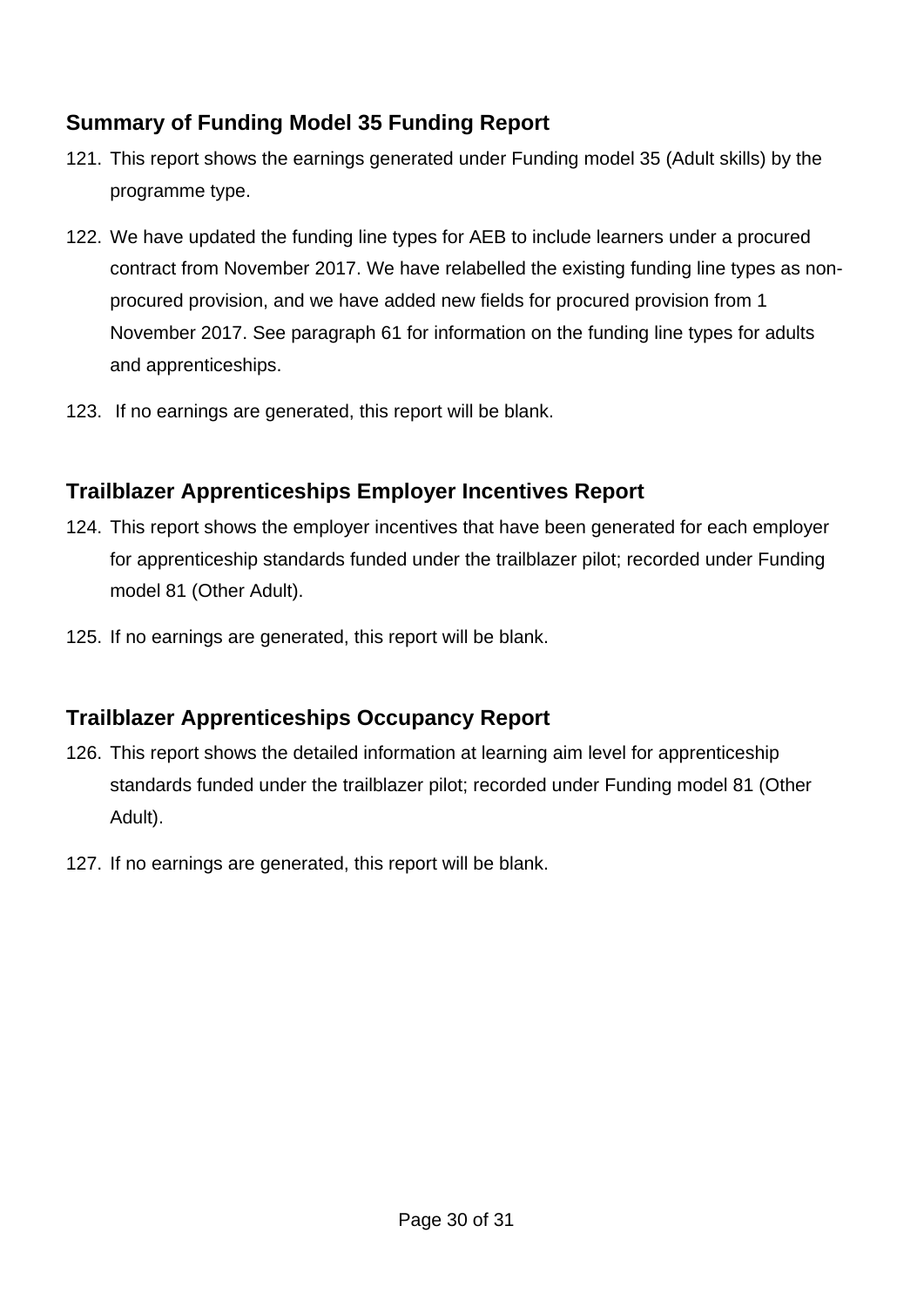## Summary of Funding Model 35 Funding Report

121. This report shows the earnings generated under Funding model 35 (Adult skills) by the programme type.

122. We have updated the funding line types for AEB to include learners under a procured contract from November 2017. We have relabelled the existing funding line types as non-procured provision, and we have added new fields for procured provision from 1 November 2017. See paragraph 61 for information on the funding line types for adults and apprenticeships.

123. If no earnings are generated, this report will be blank.

## Trailblazer Apprenticeships Employer Incentives Report

124. This report shows the employer incentives that have been generated for each employer for apprenticeship standards funded under the trailblazer pilot; recorded under Funding model 81 (Other Adult).

125. If no earnings are generated, this report will be blank.

## Trailblazer Apprenticeships Occupancy Report

126. This report shows the detailed information at learning aim level for apprenticeship standards funded under the trailblazer pilot; recorded under Funding model 81 (Other Adult).

127. If no earnings are generated, this report will be blank.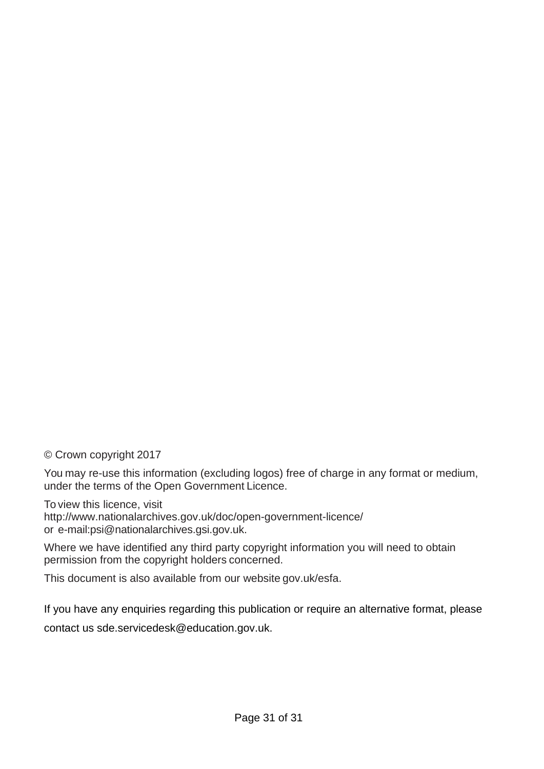© Crown copyright 2017

You may re-use this information (excluding logos) free of charge in any format or medium, under the terms of the Open Government Licence.

To view this licence, visit
http://www.nationalarchives.gov.uk/doc/open-government-licence/
or e-mail:psi@nationalarchives.gsi.gov.uk.

Where we have identified any third party copyright information you will need to obtain permission from the copyright holders concerned.

This document is also available from our website gov.uk/esfa.

If you have any enquiries regarding this publication or require an alternative format, please contact us sde.servicedesk@education.gov.uk.